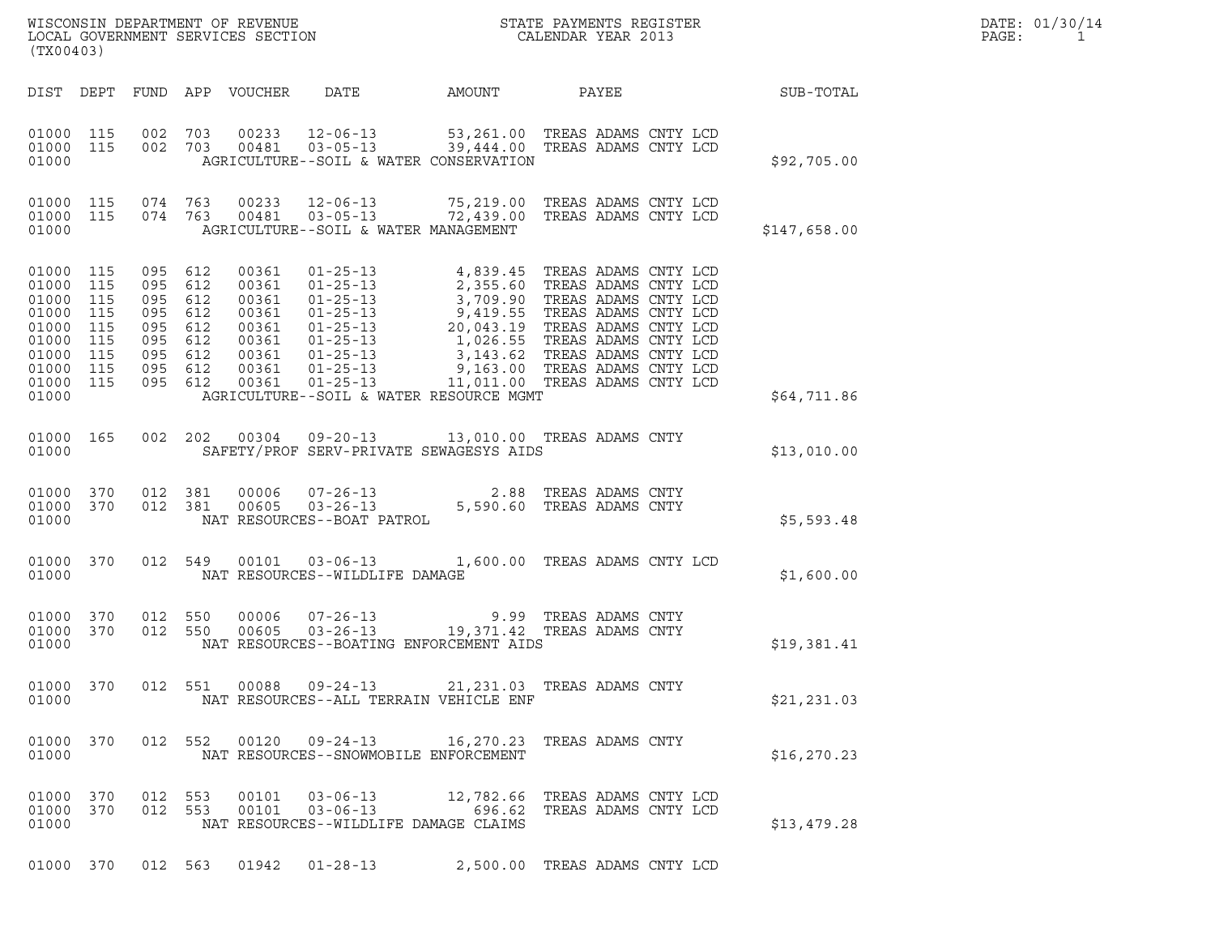WISCONSIN DEPARTMENT OF REVENUE
LOCAL GOVERNMENT SERVICES SECTION
(TX00403)

STATE PAYMENTS REGISTER
CALENDAR YEAR 2013

DATE: 01/30/14
PAGE: 1

| DIST | DEPT | FUND | APP | VOUCHER | DATE | AMOUNT | PAYEE | SUB-TOTAL |
|---|---|---|---|---|---|---|---|---|
| 01000 | 115 | 002 | 703 | 00233 | 12-06-13 | 53,261.00 | TREAS ADAMS CNTY LCD | |
| 01000 | 115 | 002 | 703 | 00481 | 03-05-13 | 39,444.00 | TREAS ADAMS CNTY LCD | |
| 01000 | | | | | AGRICULTURE--SOIL & WATER CONSERVATION | | | $92,705.00 |
| 01000 | 115 | 074 | 763 | 00233 | 12-06-13 | 75,219.00 | TREAS ADAMS CNTY LCD | |
| 01000 | 115 | 074 | 763 | 00481 | 03-05-13 | 72,439.00 | TREAS ADAMS CNTY LCD | |
| 01000 | | | | | AGRICULTURE--SOIL & WATER MANAGEMENT | | | $147,658.00 |
| 01000 | 115 | 095 | 612 | 00361 | 01-25-13 | 4,839.45 | TREAS ADAMS CNTY LCD | |
| 01000 | 115 | 095 | 612 | 00361 | 01-25-13 | 2,355.60 | TREAS ADAMS CNTY LCD | |
| 01000 | 115 | 095 | 612 | 00361 | 01-25-13 | 3,709.90 | TREAS ADAMS CNTY LCD | |
| 01000 | 115 | 095 | 612 | 00361 | 01-25-13 | 9,419.55 | TREAS ADAMS CNTY LCD | |
| 01000 | 115 | 095 | 612 | 00361 | 01-25-13 | 20,043.19 | TREAS ADAMS CNTY LCD | |
| 01000 | 115 | 095 | 612 | 00361 | 01-25-13 | 1,026.55 | TREAS ADAMS CNTY LCD | |
| 01000 | 115 | 095 | 612 | 00361 | 01-25-13 | 3,143.62 | TREAS ADAMS CNTY LCD | |
| 01000 | 115 | 095 | 612 | 00361 | 01-25-13 | 9,163.00 | TREAS ADAMS CNTY LCD | |
| 01000 | 115 | 095 | 612 | 00361 | 01-25-13 | 11,011.00 | TREAS ADAMS CNTY LCD | |
| 01000 | | | | | AGRICULTURE--SOIL & WATER RESOURCE MGMT | | | $64,711.86 |
| 01000 | 165 | 002 | 202 | 00304 | 09-20-13 | 13,010.00 | TREAS ADAMS CNTY | |
| 01000 | | | | | SAFETY/PROF SERV-PRIVATE SEWAGESYS AIDS | | | $13,010.00 |
| 01000 | 370 | 012 | 381 | 00006 | 07-26-13 | 2.88 | TREAS ADAMS CNTY | |
| 01000 | 370 | 012 | 381 | 00605 | 03-26-13 | 5,590.60 | TREAS ADAMS CNTY | |
| 01000 | | | | | NAT RESOURCES--BOAT PATROL | | | $5,593.48 |
| 01000 | 370 | 012 | 549 | 00101 | 03-06-13 | 1,600.00 | TREAS ADAMS CNTY LCD | |
| 01000 | | | | | NAT RESOURCES--WILDLIFE DAMAGE | | | $1,600.00 |
| 01000 | 370 | 012 | 550 | 00006 | 07-26-13 | 9.99 | TREAS ADAMS CNTY | |
| 01000 | 370 | 012 | 550 | 00605 | 03-26-13 | 19,371.42 | TREAS ADAMS CNTY | |
| 01000 | | | | | NAT RESOURCES--BOATING ENFORCEMENT AIDS | | | $19,381.41 |
| 01000 | 370 | 012 | 551 | 00088 | 09-24-13 | 21,231.03 | TREAS ADAMS CNTY | |
| 01000 | | | | | NAT RESOURCES--ALL TERRAIN VEHICLE ENF | | | $21,231.03 |
| 01000 | 370 | 012 | 552 | 00120 | 09-24-13 | 16,270.23 | TREAS ADAMS CNTY | |
| 01000 | | | | | NAT RESOURCES--SNOWMOBILE ENFORCEMENT | | | $16,270.23 |
| 01000 | 370 | 012 | 553 | 00101 | 03-06-13 | 12,782.66 | TREAS ADAMS CNTY LCD | |
| 01000 | 370 | 012 | 553 | 00101 | 03-06-13 | 696.62 | TREAS ADAMS CNTY LCD | |
| 01000 | | | | | NAT RESOURCES--WILDLIFE DAMAGE CLAIMS | | | $13,479.28 |
| 01000 | 370 | 012 | 563 | 01942 | 01-28-13 | 2,500.00 | TREAS ADAMS CNTY LCD | |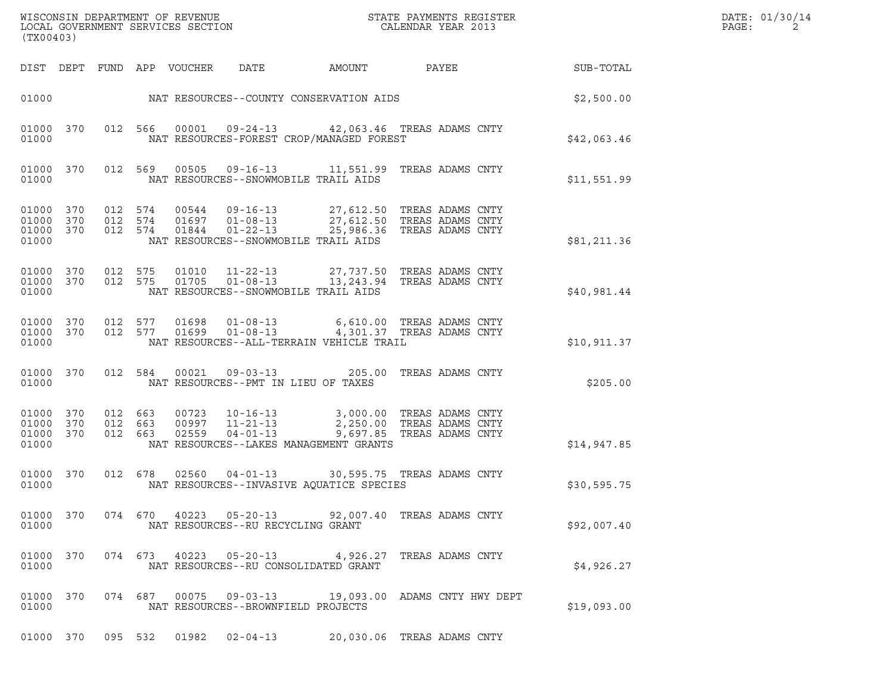| DIST | DEPT | FUND | APP | VOUCHER | DATE | AMOUNT | PAYEE | SUB-TOTAL |
|---|---|---|---|---|---|---|---|---|
| 01000 | | | | NAT RESOURCES--COUNTY CONSERVATION AIDS | | | | $2,500.00 |
| 01000 | 370 | 012 | 566 | 00001 | 09-24-13 | 42,063.46 | TREAS ADAMS CNTY | |
| 01000 | | | | NAT RESOURCES-FOREST CROP/MANAGED FOREST | | | | $42,063.46 |
| 01000 | 370 | 012 | 569 | 00505 | 09-16-13 | 11,551.99 | TREAS ADAMS CNTY | |
| 01000 | | | | NAT RESOURCES--SNOWMOBILE TRAIL AIDS | | | | $11,551.99 |
| 01000 | 370 | 012 | 574 | 00544 | 09-16-13 | 27,612.50 | TREAS ADAMS CNTY | |
| 01000 | 370 | 012 | 574 | 01697 | 01-08-13 | 27,612.50 | TREAS ADAMS CNTY | |
| 01000 | 370 | 012 | 574 | 01844 | 01-22-13 | 25,986.36 | TREAS ADAMS CNTY | |
| 01000 | | | | NAT RESOURCES--SNOWMOBILE TRAIL AIDS | | | | $81,211.36 |
| 01000 | 370 | 012 | 575 | 01010 | 11-22-13 | 27,737.50 | TREAS ADAMS CNTY | |
| 01000 | 370 | 012 | 575 | 01705 | 01-08-13 | 13,243.94 | TREAS ADAMS CNTY | |
| 01000 | | | | NAT RESOURCES--SNOWMOBILE TRAIL AIDS | | | | $40,981.44 |
| 01000 | 370 | 012 | 577 | 01698 | 01-08-13 | 6,610.00 | TREAS ADAMS CNTY | |
| 01000 | 370 | 012 | 577 | 01699 | 01-08-13 | 4,301.37 | TREAS ADAMS CNTY | |
| 01000 | | | | NAT RESOURCES--ALL-TERRAIN VEHICLE TRAIL | | | | $10,911.37 |
| 01000 | 370 | 012 | 584 | 00021 | 09-03-13 | 205.00 | TREAS ADAMS CNTY | |
| 01000 | | | | NAT RESOURCES--PMT IN LIEU OF TAXES | | | | $205.00 |
| 01000 | 370 | 012 | 663 | 00723 | 10-16-13 | 3,000.00 | TREAS ADAMS CNTY | |
| 01000 | 370 | 012 | 663 | 00997 | 11-21-13 | 2,250.00 | TREAS ADAMS CNTY | |
| 01000 | 370 | 012 | 663 | 02559 | 04-01-13 | 9,697.85 | TREAS ADAMS CNTY | |
| 01000 | | | | NAT RESOURCES--LAKES MANAGEMENT GRANTS | | | | $14,947.85 |
| 01000 | 370 | 012 | 678 | 02560 | 04-01-13 | 30,595.75 | TREAS ADAMS CNTY | |
| 01000 | | | | NAT RESOURCES--INVASIVE AQUATICE SPECIES | | | | $30,595.75 |
| 01000 | 370 | 074 | 670 | 40223 | 05-20-13 | 92,007.40 | TREAS ADAMS CNTY | |
| 01000 | | | | NAT RESOURCES--RU RECYCLING GRANT | | | | $92,007.40 |
| 01000 | 370 | 074 | 673 | 40223 | 05-20-13 | 4,926.27 | TREAS ADAMS CNTY | |
| 01000 | | | | NAT RESOURCES--RU CONSOLIDATED GRANT | | | | $4,926.27 |
| 01000 | 370 | 074 | 687 | 00075 | 09-03-13 | 19,093.00 | ADAMS CNTY HWY DEPT | |
| 01000 | | | | NAT RESOURCES--BROWNFIELD PROJECTS | | | | $19,093.00 |
| 01000 | 370 | 095 | 532 | 01982 | 02-04-13 | 20,030.06 | TREAS ADAMS CNTY | |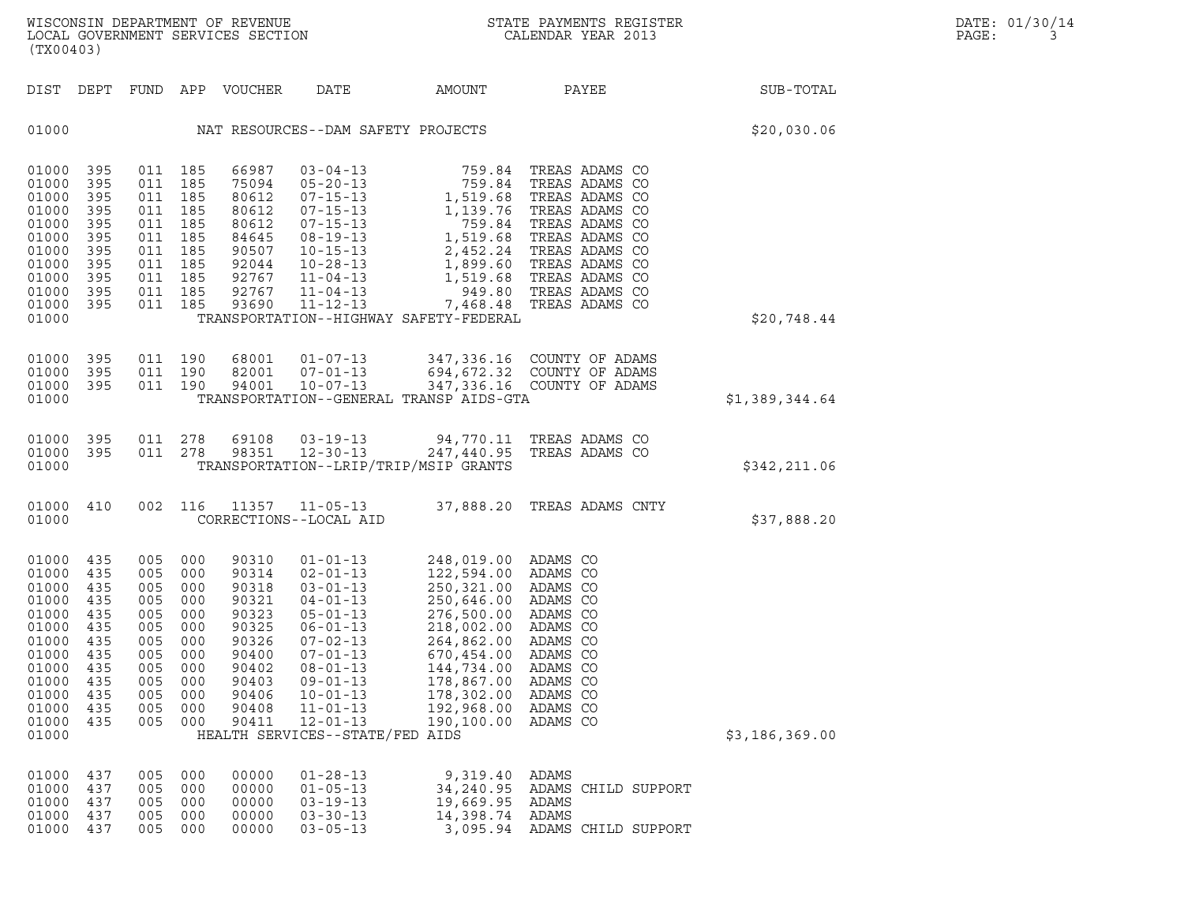WISCONSIN DEPARTMENT OF REVENUE
LOCAL GOVERNMENT SERVICES SECTION
(TX00403)

STATE PAYMENTS REGISTER
CALENDAR YEAR 2013

DATE: 01/30/14

| DIST | DEPT | FUND | APP | VOUCHER | DATE | AMOUNT | PAYEE | SUB-TOTAL |
|---|---|---|---|---|---|---|---|---|
| 01000 | | | | | NAT RESOURCES--DAM SAFETY PROJECTS | | | $20,030.06 |
| 01000 | 395 | 011 | 185 | 66987 | 03-04-13 | 759.84 | TREAS ADAMS CO | |
| 01000 | 395 | 011 | 185 | 75094 | 05-20-13 | 759.84 | TREAS ADAMS CO | |
| 01000 | 395 | 011 | 185 | 80612 | 07-15-13 | 1,519.68 | TREAS ADAMS CO | |
| 01000 | 395 | 011 | 185 | 80612 | 07-15-13 | 1,139.76 | TREAS ADAMS CO | |
| 01000 | 395 | 011 | 185 | 80612 | 07-15-13 | 759.84 | TREAS ADAMS CO | |
| 01000 | 395 | 011 | 185 | 84645 | 08-19-13 | 1,519.68 | TREAS ADAMS CO | |
| 01000 | 395 | 011 | 185 | 90507 | 10-15-13 | 2,452.24 | TREAS ADAMS CO | |
| 01000 | 395 | 011 | 185 | 92044 | 10-28-13 | 1,899.60 | TREAS ADAMS CO | |
| 01000 | 395 | 011 | 185 | 92767 | 11-04-13 | 1,519.68 | TREAS ADAMS CO | |
| 01000 | 395 | 011 | 185 | 92767 | 11-04-13 | 949.80 | TREAS ADAMS CO | |
| 01000 | 395 | 011 | 185 | 93690 | 11-12-13 | 7,468.48 | TREAS ADAMS CO | |
| 01000 | | | | | TRANSPORTATION--HIGHWAY SAFETY-FEDERAL | | | $20,748.44 |
| 01000 | 395 | 011 | 190 | 68001 | 01-07-13 | 347,336.16 | COUNTY OF ADAMS | |
| 01000 | 395 | 011 | 190 | 82001 | 07-01-13 | 694,672.32 | COUNTY OF ADAMS | |
| 01000 | 395 | 011 | 190 | 94001 | 10-07-13 | 347,336.16 | COUNTY OF ADAMS | |
| 01000 | | | | | TRANSPORTATION--GENERAL TRANSP AIDS-GTA | | | $1,389,344.64 |
| 01000 | 395 | 011 | 278 | 69108 | 03-19-13 | 94,770.11 | TREAS ADAMS CO | |
| 01000 | 395 | 011 | 278 | 98351 | 12-30-13 | 247,440.95 | TREAS ADAMS CO | |
| 01000 | | | | | TRANSPORTATION--LRIP/TRIP/MSIP GRANTS | | | $342,211.06 |
| 01000 | 410 | 002 | 116 | 11357 | 11-05-13 | 37,888.20 | TREAS ADAMS CNTY | |
| 01000 | | | | | CORRECTIONS--LOCAL AID | | | $37,888.20 |
| 01000 | 435 | 005 | 000 | 90310 | 01-01-13 | 248,019.00 | ADAMS CO | |
| 01000 | 435 | 005 | 000 | 90314 | 02-01-13 | 122,594.00 | ADAMS CO | |
| 01000 | 435 | 005 | 000 | 90318 | 03-01-13 | 250,321.00 | ADAMS CO | |
| 01000 | 435 | 005 | 000 | 90321 | 04-01-13 | 250,646.00 | ADAMS CO | |
| 01000 | 435 | 005 | 000 | 90323 | 05-01-13 | 276,500.00 | ADAMS CO | |
| 01000 | 435 | 005 | 000 | 90325 | 06-01-13 | 218,002.00 | ADAMS CO | |
| 01000 | 435 | 005 | 000 | 90326 | 07-02-13 | 264,862.00 | ADAMS CO | |
| 01000 | 435 | 005 | 000 | 90400 | 07-01-13 | 670,454.00 | ADAMS CO | |
| 01000 | 435 | 005 | 000 | 90402 | 08-01-13 | 144,734.00 | ADAMS CO | |
| 01000 | 435 | 005 | 000 | 90403 | 09-01-13 | 178,867.00 | ADAMS CO | |
| 01000 | 435 | 005 | 000 | 90406 | 10-01-13 | 178,302.00 | ADAMS CO | |
| 01000 | 435 | 005 | 000 | 90408 | 11-01-13 | 192,968.00 | ADAMS CO | |
| 01000 | 435 | 005 | 000 | 90411 | 12-01-13 | 190,100.00 | ADAMS CO | |
| 01000 | | | | | HEALTH SERVICES--STATE/FED AIDS | | | $3,186,369.00 |
| 01000 | 437 | 005 | 000 | 00000 | 01-28-13 | 9,319.40 | ADAMS | |
| 01000 | 437 | 005 | 000 | 00000 | 01-05-13 | 34,240.95 | ADAMS CHILD SUPPORT | |
| 01000 | 437 | 005 | 000 | 00000 | 03-19-13 | 19,669.95 | ADAMS | |
| 01000 | 437 | 005 | 000 | 00000 | 03-30-13 | 14,398.74 | ADAMS | |
| 01000 | 437 | 005 | 000 | 00000 | 03-05-13 | 3,095.94 | ADAMS CHILD SUPPORT | |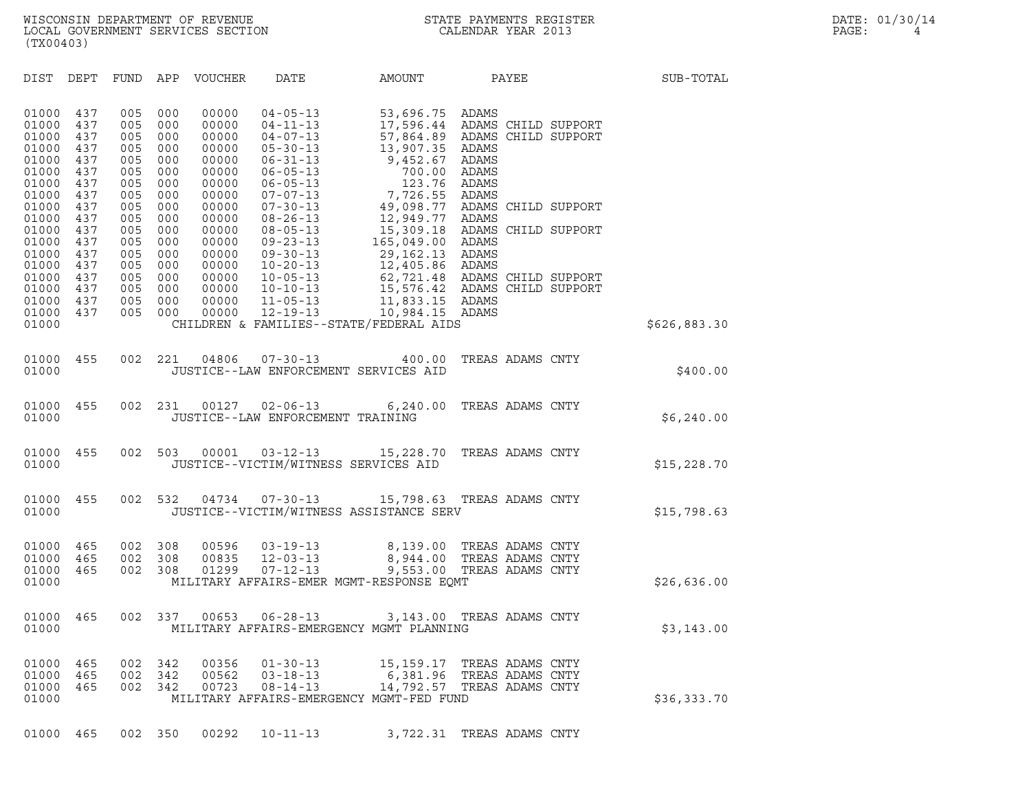| DIST | DEPT | FUND | APP | VOUCHER | DATE | AMOUNT | PAYEE | SUB-TOTAL |
|---|---|---|---|---|---|---|---|---|
| 01000 | 437 | 005 | 000 | 00000 | 04-05-13 | 53,696.75 | ADAMS | |
| 01000 | 437 | 005 | 000 | 00000 | 04-11-13 | 17,596.44 | ADAMS CHILD SUPPORT | |
| 01000 | 437 | 005 | 000 | 00000 | 04-07-13 | 57,864.89 | ADAMS CHILD SUPPORT | |
| 01000 | 437 | 005 | 000 | 00000 | 05-30-13 | 13,907.35 | ADAMS | |
| 01000 | 437 | 005 | 000 | 00000 | 06-31-13 | 9,452.67 | ADAMS | |
| 01000 | 437 | 005 | 000 | 00000 | 06-05-13 | 700.00 | ADAMS | |
| 01000 | 437 | 005 | 000 | 00000 | 06-05-13 | 123.76 | ADAMS | |
| 01000 | 437 | 005 | 000 | 00000 | 07-07-13 | 7,726.55 | ADAMS | |
| 01000 | 437 | 005 | 000 | 00000 | 07-30-13 | 49,098.77 | ADAMS CHILD SUPPORT | |
| 01000 | 437 | 005 | 000 | 00000 | 08-26-13 | 12,949.77 | ADAMS | |
| 01000 | 437 | 005 | 000 | 00000 | 08-05-13 | 15,309.18 | ADAMS CHILD SUPPORT | |
| 01000 | 437 | 005 | 000 | 00000 | 09-23-13 | 165,049.00 | ADAMS | |
| 01000 | 437 | 005 | 000 | 00000 | 09-30-13 | 29,162.13 | ADAMS | |
| 01000 | 437 | 005 | 000 | 00000 | 10-20-13 | 12,405.86 | ADAMS | |
| 01000 | 437 | 005 | 000 | 00000 | 10-05-13 | 62,721.48 | ADAMS CHILD SUPPORT | |
| 01000 | 437 | 005 | 000 | 00000 | 10-10-13 | 15,576.42 | ADAMS CHILD SUPPORT | |
| 01000 | 437 | 005 | 000 | 00000 | 11-05-13 | 11,833.15 | ADAMS | |
| 01000 | 437 | 005 | 000 | 00000 | 12-19-13 | 10,984.15 | ADAMS | |
| 01000 | | | | | CHILDREN & FAMILIES--STATE/FEDERAL AIDS | | | $626,883.30 |
| 01000 | 455 | 002 | 221 | 04806 | 07-30-13 | 400.00 | TREAS ADAMS CNTY | |
| 01000 | | | | | JUSTICE--LAW ENFORCEMENT SERVICES AID | | | $400.00 |
| 01000 | 455 | 002 | 231 | 00127 | 02-06-13 | 6,240.00 | TREAS ADAMS CNTY | |
| 01000 | | | | | JUSTICE--LAW ENFORCEMENT TRAINING | | | $6,240.00 |
| 01000 | 455 | 002 | 503 | 00001 | 03-12-13 | 15,228.70 | TREAS ADAMS CNTY | |
| 01000 | | | | | JUSTICE--VICTIM/WITNESS SERVICES AID | | | $15,228.70 |
| 01000 | 455 | 002 | 532 | 04734 | 07-30-13 | 15,798.63 | TREAS ADAMS CNTY | |
| 01000 | | | | | JUSTICE--VICTIM/WITNESS ASSISTANCE SERV | | | $15,798.63 |
| 01000 | 465 | 002 | 308 | 00596 | 03-19-13 | 8,139.00 | TREAS ADAMS CNTY | |
| 01000 | 465 | 002 | 308 | 00835 | 12-03-13 | 8,944.00 | TREAS ADAMS CNTY | |
| 01000 | 465 | 002 | 308 | 01299 | 07-12-13 | 9,553.00 | TREAS ADAMS CNTY | |
| 01000 | | | | | MILITARY AFFAIRS-EMER MGMT-RESPONSE EQMT | | | $26,636.00 |
| 01000 | 465 | 002 | 337 | 00653 | 06-28-13 | 3,143.00 | TREAS ADAMS CNTY | |
| 01000 | | | | | MILITARY AFFAIRS-EMERGENCY MGMT PLANNING | | | $3,143.00 |
| 01000 | 465 | 002 | 342 | 00356 | 01-30-13 | 15,159.17 | TREAS ADAMS CNTY | |
| 01000 | 465 | 002 | 342 | 00562 | 03-18-13 | 6,381.96 | TREAS ADAMS CNTY | |
| 01000 | 465 | 002 | 342 | 00723 | 08-14-13 | 14,792.57 | TREAS ADAMS CNTY | |
| 01000 | | | | | MILITARY AFFAIRS-EMERGENCY MGMT-FED FUND | | | $36,333.70 |
| 01000 | 465 | 002 | 350 | 00292 | 10-11-13 | 3,722.31 | TREAS ADAMS CNTY | |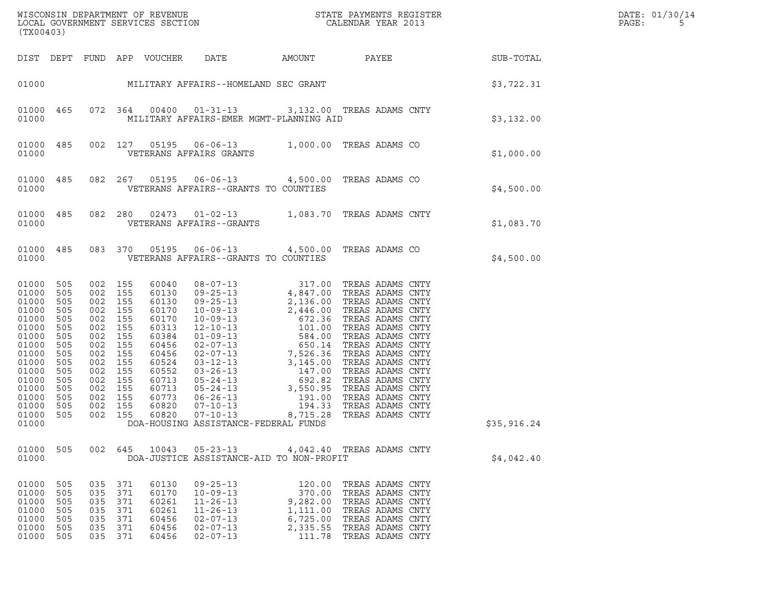WISCONSIN DEPARTMENT OF REVENUE
LOCAL GOVERNMENT SERVICES SECTION
(TX00403)

STATE PAYMENTS REGISTER
CALENDAR YEAR 2013

| DIST | DEPT | FUND | APP | VOUCHER | DATE | AMOUNT | PAYEE | SUB-TOTAL |
|---|---|---|---|---|---|---|---|---|
| 01000 | | | | | MILITARY AFFAIRS--HOMELAND SEC GRANT | | | $3,722.31 |
| 01000 | 465 | 072 | 364 | 00400 | 01-31-13 | 3,132.00 | TREAS ADAMS CNTY | |
| 01000 | | | | | MILITARY AFFAIRS-EMER MGMT-PLANNING AID | | | $3,132.00 |
| 01000 | 485 | 002 | 127 | 05195 | 06-06-13 | 1,000.00 | TREAS ADAMS CO | |
| 01000 | | | | | VETERANS AFFAIRS GRANTS | | | $1,000.00 |
| 01000 | 485 | 082 | 267 | 05195 | 06-06-13 | 4,500.00 | TREAS ADAMS CO | |
| 01000 | | | | | VETERANS AFFAIRS--GRANTS TO COUNTIES | | | $4,500.00 |
| 01000 | 485 | 082 | 280 | 02473 | 01-02-13 | 1,083.70 | TREAS ADAMS CNTY | |
| 01000 | | | | | VETERANS AFFAIRS--GRANTS | | | $1,083.70 |
| 01000 | 485 | 083 | 370 | 05195 | 06-06-13 | 4,500.00 | TREAS ADAMS CO | |
| 01000 | | | | | VETERANS AFFAIRS--GRANTS TO COUNTIES | | | $4,500.00 |
| 01000 | 505 | 002 | 155 | 60040 | 08-07-13 | 317.00 | TREAS ADAMS CNTY | |
| 01000 | 505 | 002 | 155 | 60130 | 09-25-13 | 4,847.00 | TREAS ADAMS CNTY | |
| 01000 | 505 | 002 | 155 | 60130 | 09-25-13 | 2,136.00 | TREAS ADAMS CNTY | |
| 01000 | 505 | 002 | 155 | 60170 | 10-09-13 | 2,446.00 | TREAS ADAMS CNTY | |
| 01000 | 505 | 002 | 155 | 60170 | 10-09-13 | 672.36 | TREAS ADAMS CNTY | |
| 01000 | 505 | 002 | 155 | 60313 | 12-10-13 | 101.00 | TREAS ADAMS CNTY | |
| 01000 | 505 | 002 | 155 | 60384 | 01-09-13 | 584.00 | TREAS ADAMS CNTY | |
| 01000 | 505 | 002 | 155 | 60456 | 02-07-13 | 650.14 | TREAS ADAMS CNTY | |
| 01000 | 505 | 002 | 155 | 60456 | 02-07-13 | 7,526.36 | TREAS ADAMS CNTY | |
| 01000 | 505 | 002 | 155 | 60524 | 03-12-13 | 3,145.00 | TREAS ADAMS CNTY | |
| 01000 | 505 | 002 | 155 | 60552 | 03-26-13 | 147.00 | TREAS ADAMS CNTY | |
| 01000 | 505 | 002 | 155 | 60713 | 05-24-13 | 692.82 | TREAS ADAMS CNTY | |
| 01000 | 505 | 002 | 155 | 60713 | 05-24-13 | 3,550.95 | TREAS ADAMS CNTY | |
| 01000 | 505 | 002 | 155 | 60773 | 06-26-13 | 191.00 | TREAS ADAMS CNTY | |
| 01000 | 505 | 002 | 155 | 60820 | 07-10-13 | 194.33 | TREAS ADAMS CNTY | |
| 01000 | 505 | 002 | 155 | 60820 | 07-10-13 | 8,715.28 | TREAS ADAMS CNTY | |
| 01000 | | | | | DOA-HOUSING ASSISTANCE-FEDERAL FUNDS | | | $35,916.24 |
| 01000 | 505 | 002 | 645 | 10043 | 05-23-13 | 4,042.40 | TREAS ADAMS CNTY | |
| 01000 | | | | | DOA-JUSTICE ASSISTANCE-AID TO NON-PROFIT | | | $4,042.40 |
| 01000 | 505 | 035 | 371 | 60130 | 09-25-13 | 120.00 | TREAS ADAMS CNTY | |
| 01000 | 505 | 035 | 371 | 60170 | 10-09-13 | 370.00 | TREAS ADAMS CNTY | |
| 01000 | 505 | 035 | 371 | 60261 | 11-26-13 | 9,282.00 | TREAS ADAMS CNTY | |
| 01000 | 505 | 035 | 371 | 60261 | 11-26-13 | 1,111.00 | TREAS ADAMS CNTY | |
| 01000 | 505 | 035 | 371 | 60456 | 02-07-13 | 6,725.00 | TREAS ADAMS CNTY | |
| 01000 | 505 | 035 | 371 | 60456 | 02-07-13 | 2,335.55 | TREAS ADAMS CNTY | |
| 01000 | 505 | 035 | 371 | 60456 | 02-07-13 | 111.78 | TREAS ADAMS CNTY | |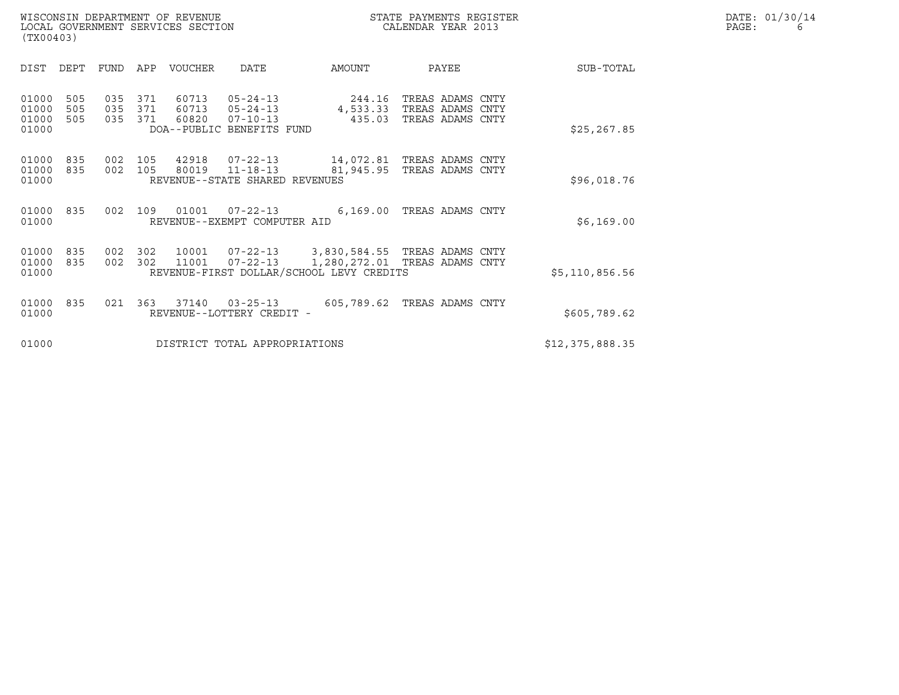WISCONSIN DEPARTMENT OF REVENUE
LOCAL GOVERNMENT SERVICES SECTION
(TX00403)

STATE PAYMENTS REGISTER
CALENDAR YEAR 2013

DATE: 01/30/14

| DIST | DEPT | FUND | APP | VOUCHER | DATE | AMOUNT | PAYEE | SUB-TOTAL |
|---|---|---|---|---|---|---|---|---|
| 01000 | 505 | 035 | 371 | 60713 | 05-24-13 | 244.16 | TREAS ADAMS CNTY | |
| 01000 | 505 | 035 | 371 | 60713 | 05-24-13 | 4,533.33 | TREAS ADAMS CNTY | |
| 01000 | 505 | 035 | 371 | 60820 | 07-10-13 | 435.03 | TREAS ADAMS CNTY | |
| 01000 | | | | DOA--PUBLIC BENEFITS FUND | | | | $25,267.85 |
| 01000 | 835 | 002 | 105 | 42918 | 07-22-13 | 14,072.81 | TREAS ADAMS CNTY | |
| 01000 | 835 | 002 | 105 | 80019 | 11-18-13 | 81,945.95 | TREAS ADAMS CNTY | |
| 01000 | | | | REVENUE--STATE SHARED REVENUES | | | | $96,018.76 |
| 01000 | 835 | 002 | 109 | 01001 | 07-22-13 | 6,169.00 | TREAS ADAMS CNTY | |
| 01000 | | | | REVENUE--EXEMPT COMPUTER AID | | | | $6,169.00 |
| 01000 | 835 | 002 | 302 | 10001 | 07-22-13 | 3,830,584.55 | TREAS ADAMS CNTY | |
| 01000 | 835 | 002 | 302 | 11001 | 07-22-13 | 1,280,272.01 | TREAS ADAMS CNTY | |
| 01000 | | | | REVENUE-FIRST DOLLAR/SCHOOL LEVY CREDITS | | | | $5,110,856.56 |
| 01000 | 835 | 021 | 363 | 37140 | 03-25-13 | 605,789.62 | TREAS ADAMS CNTY | |
| 01000 | | | | REVENUE--LOTTERY CREDIT - | | | | $605,789.62 |
| 01000 | | | | DISTRICT TOTAL APPROPRIATIONS | | | | $12,375,888.35 |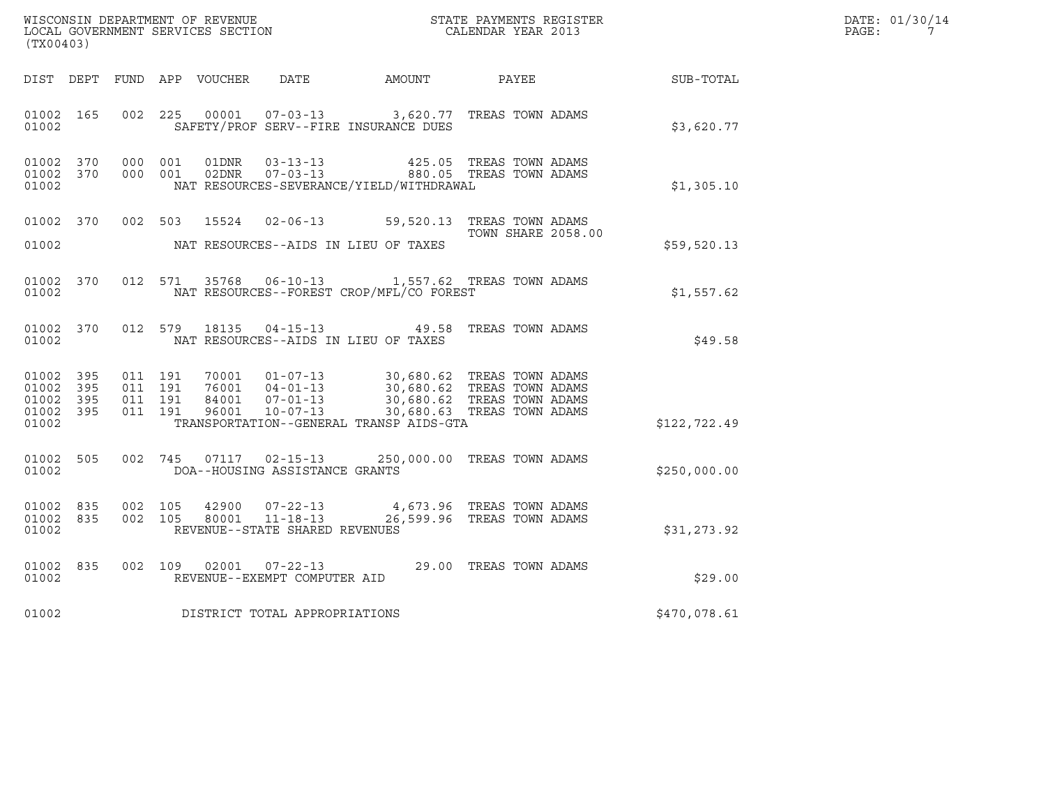WISCONSIN DEPARTMENT OF REVENUE
LOCAL GOVERNMENT SERVICES SECTION
(TX00403)

STATE PAYMENTS REGISTER
CALENDAR YEAR 2013

DATE: 01/30/14
PAGE: 7

| DIST | DEPT | FUND | APP | VOUCHER | DATE | AMOUNT | PAYEE | SUB-TOTAL |
|---|---|---|---|---|---|---|---|---|
| 01002 | 165 | 002 | 225 | 00001 | 07-03-13 | 3,620.77 | TREAS TOWN ADAMS | |
| 01002 | | | | | SAFETY/PROF SERV--FIRE INSURANCE DUES | | | $3,620.77 |
| 01002 | 370 | 000 | 001 | 01DNR | 03-13-13 | 425.05 | TREAS TOWN ADAMS | |
| 01002 | 370 | 000 | 001 | 02DNR | 07-03-13 | 880.05 | TREAS TOWN ADAMS | |
| 01002 | | | | | NAT RESOURCES-SEVERANCE/YIELD/WITHDRAWAL | | | $1,305.10 |
| 01002 | 370 | 002 | 503 | 15524 | 02-06-13 | 59,520.13 | TREAS TOWN ADAMS<br>TOWN SHARE 2058.00 | |
| 01002 | | | | | NAT RESOURCES--AIDS IN LIEU OF TAXES | | | $59,520.13 |
| 01002 | 370 | 012 | 571 | 35768 | 06-10-13 | 1,557.62 | TREAS TOWN ADAMS | |
| 01002 | | | | | NAT RESOURCES--FOREST CROP/MFL/CO FOREST | | | $1,557.62 |
| 01002 | 370 | 012 | 579 | 18135 | 04-15-13 | 49.58 | TREAS TOWN ADAMS | |
| 01002 | | | | | NAT RESOURCES--AIDS IN LIEU OF TAXES | | | $49.58 |
| 01002 | 395 | 011 | 191 | 70001 | 01-07-13 | 30,680.62 | TREAS TOWN ADAMS | |
| 01002 | 395 | 011 | 191 | 76001 | 04-01-13 | 30,680.62 | TREAS TOWN ADAMS | |
| 01002 | 395 | 011 | 191 | 84001 | 07-01-13 | 30,680.62 | TREAS TOWN ADAMS | |
| 01002 | 395 | 011 | 191 | 96001 | 10-07-13 | 30,680.63 | TREAS TOWN ADAMS | |
| 01002 | | | | | TRANSPORTATION--GENERAL TRANSP AIDS-GTA | | | $122,722.49 |
| 01002 | 505 | 002 | 745 | 07117 | 02-15-13 | 250,000.00 | TREAS TOWN ADAMS | |
| 01002 | | | | | DOA--HOUSING ASSISTANCE GRANTS | | | $250,000.00 |
| 01002 | 835 | 002 | 105 | 42900 | 07-22-13 | 4,673.96 | TREAS TOWN ADAMS | |
| 01002 | 835 | 002 | 105 | 80001 | 11-18-13 | 26,599.96 | TREAS TOWN ADAMS | |
| 01002 | | | | | REVENUE--STATE SHARED REVENUES | | | $31,273.92 |
| 01002 | 835 | 002 | 109 | 02001 | 07-22-13 | 29.00 | TREAS TOWN ADAMS | |
| 01002 | | | | | REVENUE--EXEMPT COMPUTER AID | | | $29.00 |
| 01002 | | | | | DISTRICT TOTAL APPROPRIATIONS | | | $470,078.61 |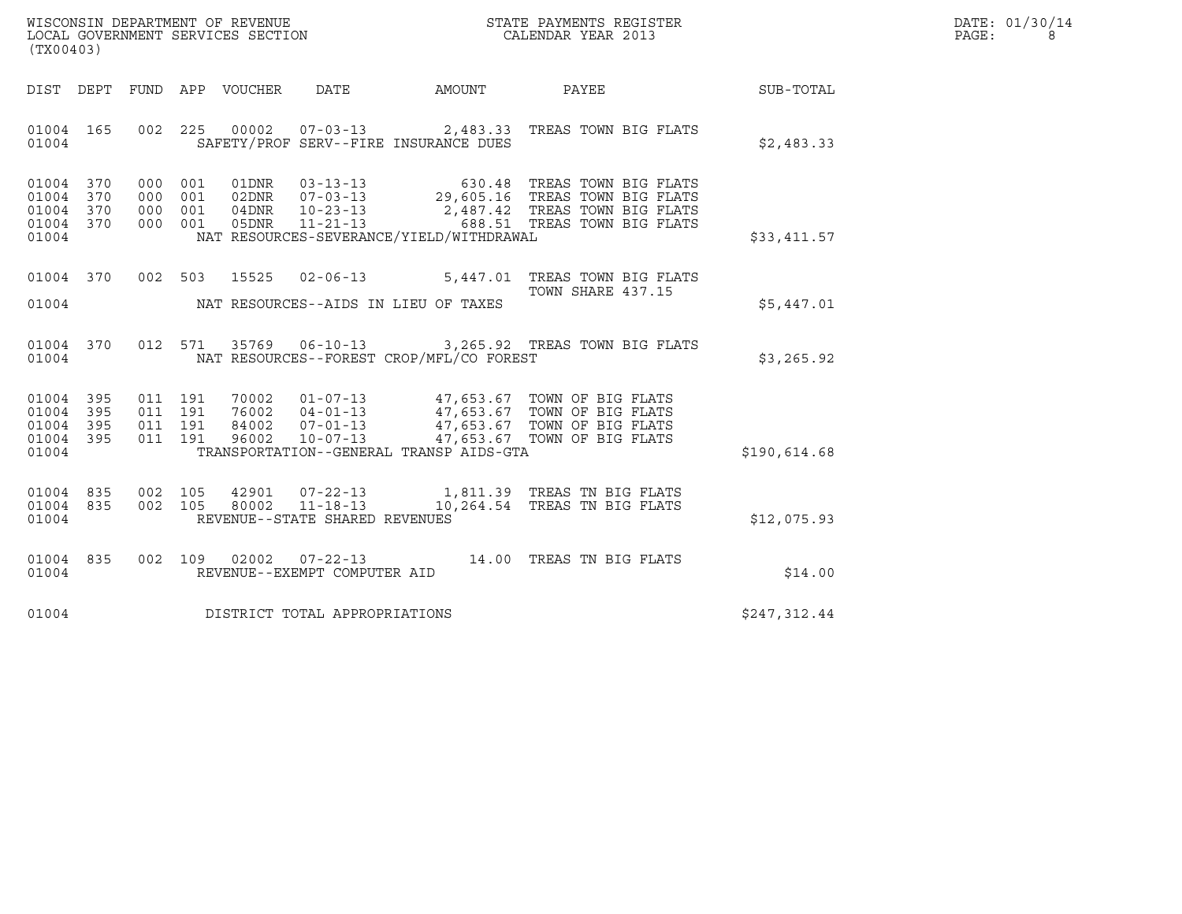WISCONSIN DEPARTMENT OF REVENUE
LOCAL GOVERNMENT SERVICES SECTION
(TX00403)

STATE PAYMENTS REGISTER
CALENDAR YEAR 2013

DATE: 01/30/14

| DIST | DEPT | FUND | APP | VOUCHER | DATE | AMOUNT | PAYEE | SUB-TOTAL |
|---|---|---|---|---|---|---|---|---|
| 01004 | 165 | 002 | 225 | 00002 | 07-03-13 | 2,483.33 | TREAS TOWN BIG FLATS | |
| 01004 | | | | | SAFETY/PROF SERV--FIRE INSURANCE DUES | | | $2,483.33 |
| 01004 | 370 | 000 | 001 | 01DNR | 03-13-13 | 630.48 | TREAS TOWN BIG FLATS | |
| 01004 | 370 | 000 | 001 | 02DNR | 07-03-13 | 29,605.16 | TREAS TOWN BIG FLATS | |
| 01004 | 370 | 000 | 001 | 04DNR | 10-23-13 | 2,487.42 | TREAS TOWN BIG FLATS | |
| 01004 | 370 | 000 | 001 | 05DNR | 11-21-13 | 688.51 | TREAS TOWN BIG FLATS | |
| 01004 | | | | | NAT RESOURCES-SEVERANCE/YIELD/WITHDRAWAL | | | $33,411.57 |
| 01004 | 370 | 002 | 503 | 15525 | 02-06-13 | 5,447.01 | TREAS TOWN BIG FLATS TOWN SHARE 437.15 | |
| 01004 | | | | | NAT RESOURCES--AIDS IN LIEU OF TAXES | | | $5,447.01 |
| 01004 | 370 | 012 | 571 | 35769 | 06-10-13 | 3,265.92 | TREAS TOWN BIG FLATS | |
| 01004 | | | | | NAT RESOURCES--FOREST CROP/MFL/CO FOREST | | | $3,265.92 |
| 01004 | 395 | 011 | 191 | 70002 | 01-07-13 | 47,653.67 | TOWN OF BIG FLATS | |
| 01004 | 395 | 011 | 191 | 76002 | 04-01-13 | 47,653.67 | TOWN OF BIG FLATS | |
| 01004 | 395 | 011 | 191 | 84002 | 07-01-13 | 47,653.67 | TOWN OF BIG FLATS | |
| 01004 | 395 | 011 | 191 | 96002 | 10-07-13 | 47,653.67 | TOWN OF BIG FLATS | |
| 01004 | | | | | TRANSPORTATION--GENERAL TRANSP AIDS-GTA | | | $190,614.68 |
| 01004 | 835 | 002 | 105 | 42901 | 07-22-13 | 1,811.39 | TREAS TN BIG FLATS | |
| 01004 | 835 | 002 | 105 | 80002 | 11-18-13 | 10,264.54 | TREAS TN BIG FLATS | |
| 01004 | | | | | REVENUE--STATE SHARED REVENUES | | | $12,075.93 |
| 01004 | 835 | 002 | 109 | 02002 | 07-22-13 | 14.00 | TREAS TN BIG FLATS | |
| 01004 | | | | | REVENUE--EXEMPT COMPUTER AID | | | $14.00 |
| 01004 | | | | | DISTRICT TOTAL APPROPRIATIONS | | | $247,312.44 |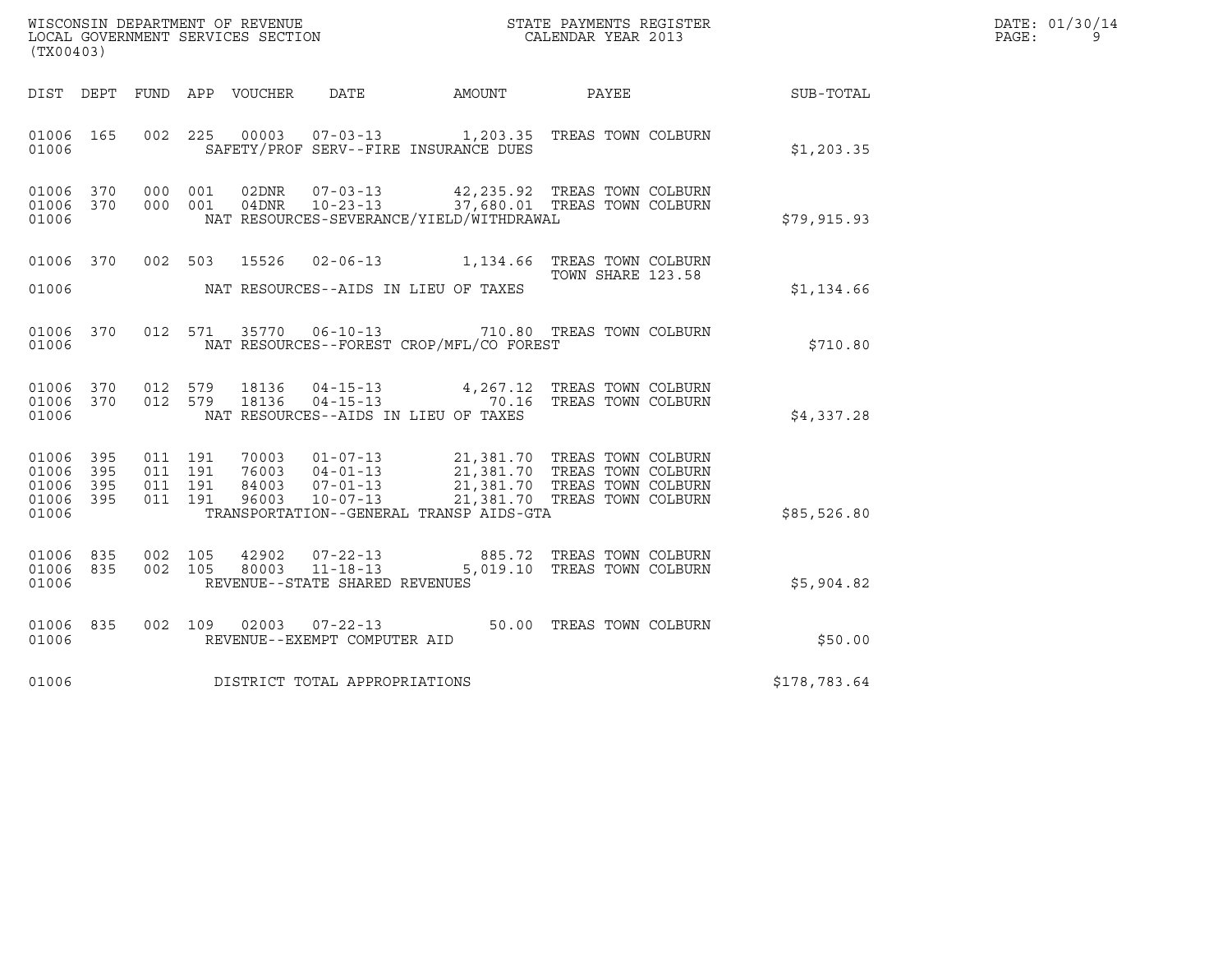WISCONSIN DEPARTMENT OF REVENUE
LOCAL GOVERNMENT SERVICES SECTION
(TX00403)

STATE PAYMENTS REGISTER
CALENDAR YEAR 2013

DATE: 01/30/14

| DIST | DEPT | FUND | APP | VOUCHER | DATE | AMOUNT | PAYEE | SUB-TOTAL |
|---|---|---|---|---|---|---|---|---|
| 01006 | 165 | 002 | 225 | 00003 | 07-03-13 | 1,203.35 | TREAS TOWN COLBURN | |
| 01006 | | | | SAFETY/PROF SERV--FIRE INSURANCE DUES | | | | $1,203.35 |
| 01006 | 370 | 000 | 001 | 02DNR | 07-03-13 | 42,235.92 | TREAS TOWN COLBURN | |
| 01006 | 370 | 000 | 001 | 04DNR | 10-23-13 | 37,680.01 | TREAS TOWN COLBURN | |
| 01006 | | | | NAT RESOURCES-SEVERANCE/YIELD/WITHDRAWAL | | | | $79,915.93 |
| 01006 | 370 | 002 | 503 | 15526 | 02-06-13 | 1,134.66 | TREAS TOWN COLBURN TOWN SHARE 123.58 | |
| 01006 | | | | NAT RESOURCES--AIDS IN LIEU OF TAXES | | | | $1,134.66 |
| 01006 | 370 | 012 | 571 | 35770 | 06-10-13 | 710.80 | TREAS TOWN COLBURN | |
| 01006 | | | | NAT RESOURCES--FOREST CROP/MFL/CO FOREST | | | | $710.80 |
| 01006 | 370 | 012 | 579 | 18136 | 04-15-13 | 4,267.12 | TREAS TOWN COLBURN | |
| 01006 | 370 | 012 | 579 | 18136 | 04-15-13 | 70.16 | TREAS TOWN COLBURN | |
| 01006 | | | | NAT RESOURCES--AIDS IN LIEU OF TAXES | | | | $4,337.28 |
| 01006 | 395 | 011 | 191 | 70003 | 01-07-13 | 21,381.70 | TREAS TOWN COLBURN | |
| 01006 | 395 | 011 | 191 | 76003 | 04-01-13 | 21,381.70 | TREAS TOWN COLBURN | |
| 01006 | 395 | 011 | 191 | 84003 | 07-01-13 | 21,381.70 | TREAS TOWN COLBURN | |
| 01006 | 395 | 011 | 191 | 96003 | 10-07-13 | 21,381.70 | TREAS TOWN COLBURN | |
| 01006 | | | | TRANSPORTATION--GENERAL TRANSP AIDS-GTA | | | | $85,526.80 |
| 01006 | 835 | 002 | 105 | 42902 | 07-22-13 | 885.72 | TREAS TOWN COLBURN | |
| 01006 | 835 | 002 | 105 | 80003 | 11-18-13 | 5,019.10 | TREAS TOWN COLBURN | |
| 01006 | | | | REVENUE--STATE SHARED REVENUES | | | | $5,904.82 |
| 01006 | 835 | 002 | 109 | 02003 | 07-22-13 | 50.00 | TREAS TOWN COLBURN | |
| 01006 | | | | REVENUE--EXEMPT COMPUTER AID | | | | $50.00 |
| 01006 | | | | DISTRICT TOTAL APPROPRIATIONS | | | | $178,783.64 |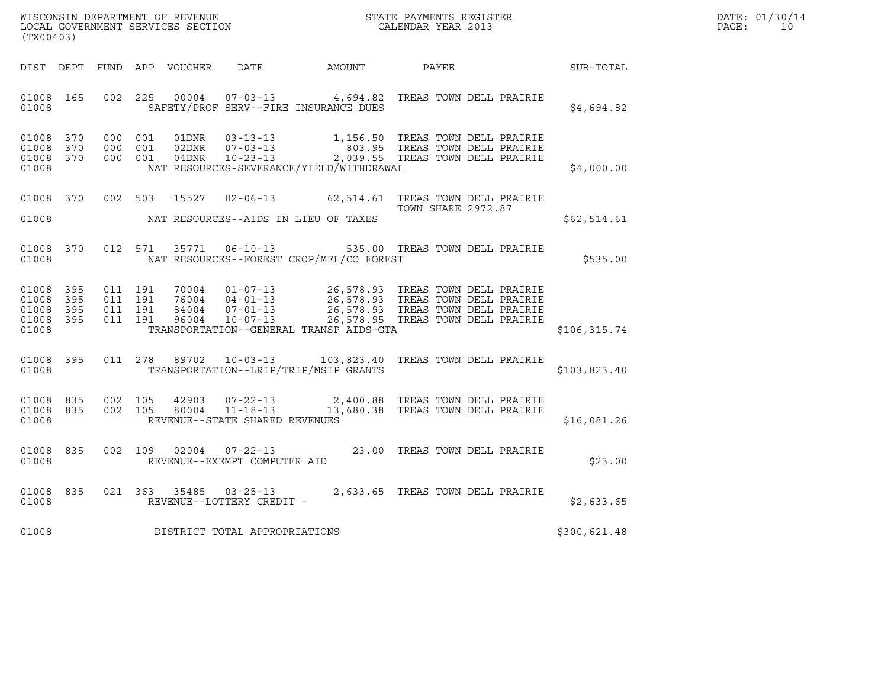WISCONSIN DEPARTMENT OF REVENUE
LOCAL GOVERNMENT SERVICES SECTION
(TX00403)

STATE PAYMENTS REGISTER
CALENDAR YEAR 2013

DATE: 01/30/14

| DIST | DEPT | FUND | APP | VOUCHER | DATE | AMOUNT | PAYEE | SUB-TOTAL |
|---|---|---|---|---|---|---|---|---|
| 01008 | 165 | 002 | 225 | 00004 | 07-03-13 | 4,694.82 | TREAS TOWN DELL PRAIRIE | |
| 01008 | | | | | SAFETY/PROF SERV--FIRE INSURANCE DUES | | | $4,694.82 |
| 01008 | 370 | 000 | 001 | 01DNR | 03-13-13 | 1,156.50 | TREAS TOWN DELL PRAIRIE | |
| 01008 | 370 | 000 | 001 | 02DNR | 07-03-13 | 803.95 | TREAS TOWN DELL PRAIRIE | |
| 01008 | 370 | 000 | 001 | 04DNR | 10-23-13 | 2,039.55 | TREAS TOWN DELL PRAIRIE | |
| 01008 | | | | | NAT RESOURCES-SEVERANCE/YIELD/WITHDRAWAL | | | $4,000.00 |
| 01008 | 370 | 002 | 503 | 15527 | 02-06-13 | 62,514.61 | TREAS TOWN DELL PRAIRIE<br>TOWN SHARE 2972.87 | |
| 01008 | | | | | NAT RESOURCES--AIDS IN LIEU OF TAXES | | | $62,514.61 |
| 01008 | 370 | 012 | 571 | 35771 | 06-10-13 | 535.00 | TREAS TOWN DELL PRAIRIE | |
| 01008 | | | | | NAT RESOURCES--FOREST CROP/MFL/CO FOREST | | | $535.00 |
| 01008 | 395 | 011 | 191 | 70004 | 01-07-13 | 26,578.93 | TREAS TOWN DELL PRAIRIE | |
| 01008 | 395 | 011 | 191 | 76004 | 04-01-13 | 26,578.93 | TREAS TOWN DELL PRAIRIE | |
| 01008 | 395 | 011 | 191 | 84004 | 07-01-13 | 26,578.93 | TREAS TOWN DELL PRAIRIE | |
| 01008 | 395 | 011 | 191 | 96004 | 10-07-13 | 26,578.95 | TREAS TOWN DELL PRAIRIE | |
| 01008 | | | | | TRANSPORTATION--GENERAL TRANSP AIDS-GTA | | | $106,315.74 |
| 01008 | 395 | 011 | 278 | 89702 | 10-03-13 | 103,823.40 | TREAS TOWN DELL PRAIRIE | |
| 01008 | | | | | TRANSPORTATION--LRIP/TRIP/MSIP GRANTS | | | $103,823.40 |
| 01008 | 835 | 002 | 105 | 42903 | 07-22-13 | 2,400.88 | TREAS TOWN DELL PRAIRIE | |
| 01008 | 835 | 002 | 105 | 80004 | 11-18-13 | 13,680.38 | TREAS TOWN DELL PRAIRIE | |
| 01008 | | | | | REVENUE--STATE SHARED REVENUES | | | $16,081.26 |
| 01008 | 835 | 002 | 109 | 02004 | 07-22-13 | 23.00 | TREAS TOWN DELL PRAIRIE | |
| 01008 | | | | | REVENUE--EXEMPT COMPUTER AID | | | $23.00 |
| 01008 | 835 | 021 | 363 | 35485 | 03-25-13 | 2,633.65 | TREAS TOWN DELL PRAIRIE | |
| 01008 | | | | | REVENUE--LOTTERY CREDIT - | | | $2,633.65 |
| 01008 | | | | | DISTRICT TOTAL APPROPRIATIONS | | | $300,621.48 |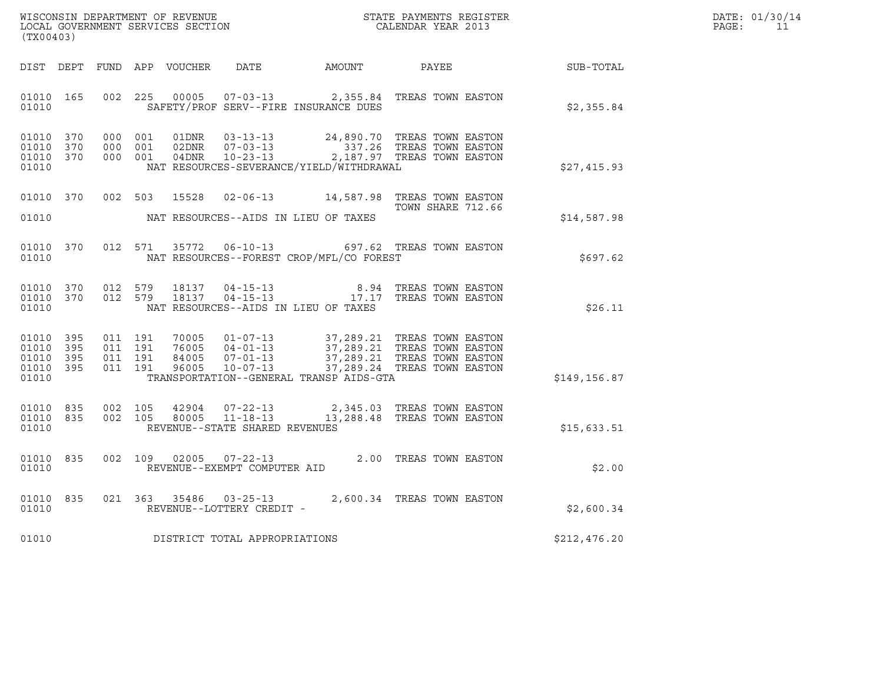WISCONSIN DEPARTMENT OF REVENUE
LOCAL GOVERNMENT SERVICES SECTION
(TX00403)

STATE PAYMENTS REGISTER
CALENDAR YEAR 2013

DATE: 01/30/14

| DIST | DEPT | FUND | APP | VOUCHER | DATE | AMOUNT | PAYEE | SUB-TOTAL |
|---|---|---|---|---|---|---|---|---|
| 01010 | 165 | 002 | 225 | 00005 | 07-03-13 | 2,355.84 | TREAS TOWN EASTON | |
| 01010 | | | | | SAFETY/PROF SERV--FIRE INSURANCE DUES | | | $2,355.84 |
| 01010 | 370 | 000 | 001 | 01DNR | 03-13-13 | 24,890.70 | TREAS TOWN EASTON | |
| 01010 | 370 | 000 | 001 | 02DNR | 07-03-13 | 337.26 | TREAS TOWN EASTON | |
| 01010 | 370 | 000 | 001 | 04DNR | 10-23-13 | 2,187.97 | TREAS TOWN EASTON | |
| 01010 | | | | | NAT RESOURCES-SEVERANCE/YIELD/WITHDRAWAL | | | $27,415.93 |
| 01010 | 370 | 002 | 503 | 15528 | 02-06-13 | 14,587.98 | TREAS TOWN EASTON | |
| | | | | | | | TOWN SHARE 712.66 | |
| 01010 | | | | | NAT RESOURCES--AIDS IN LIEU OF TAXES | | | $14,587.98 |
| 01010 | 370 | 012 | 571 | 35772 | 06-10-13 | 697.62 | TREAS TOWN EASTON | |
| 01010 | | | | | NAT RESOURCES--FOREST CROP/MFL/CO FOREST | | | $697.62 |
| 01010 | 370 | 012 | 579 | 18137 | 04-15-13 | 8.94 | TREAS TOWN EASTON | |
| 01010 | 370 | 012 | 579 | 18137 | 04-15-13 | 17.17 | TREAS TOWN EASTON | |
| 01010 | | | | | NAT RESOURCES--AIDS IN LIEU OF TAXES | | | $26.11 |
| 01010 | 395 | 011 | 191 | 70005 | 01-07-13 | 37,289.21 | TREAS TOWN EASTON | |
| 01010 | 395 | 011 | 191 | 76005 | 04-01-13 | 37,289.21 | TREAS TOWN EASTON | |
| 01010 | 395 | 011 | 191 | 84005 | 07-01-13 | 37,289.21 | TREAS TOWN EASTON | |
| 01010 | 395 | 011 | 191 | 96005 | 10-07-13 | 37,289.24 | TREAS TOWN EASTON | |
| 01010 | | | | | TRANSPORTATION--GENERAL TRANSP AIDS-GTA | | | $149,156.87 |
| 01010 | 835 | 002 | 105 | 42904 | 07-22-13 | 2,345.03 | TREAS TOWN EASTON | |
| 01010 | 835 | 002 | 105 | 80005 | 11-18-13 | 13,288.48 | TREAS TOWN EASTON | |
| 01010 | | | | | REVENUE--STATE SHARED REVENUES | | | $15,633.51 |
| 01010 | 835 | 002 | 109 | 02005 | 07-22-13 | 2.00 | TREAS TOWN EASTON | |
| 01010 | | | | | REVENUE--EXEMPT COMPUTER AID | | | $2.00 |
| 01010 | 835 | 021 | 363 | 35486 | 03-25-13 | 2,600.34 | TREAS TOWN EASTON | |
| 01010 | | | | | REVENUE--LOTTERY CREDIT - | | | $2,600.34 |
| 01010 | | | | | DISTRICT TOTAL APPROPRIATIONS | | | $212,476.20 |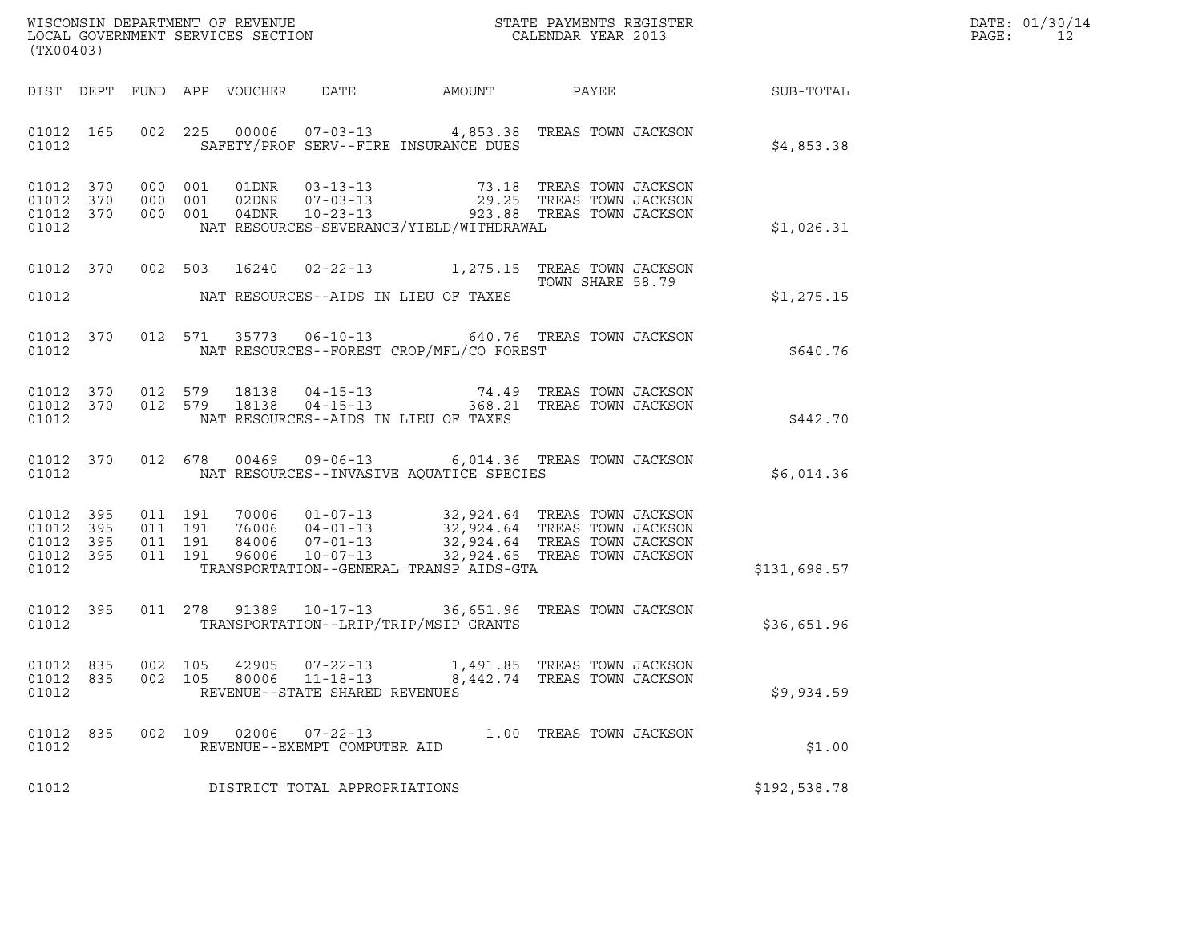WISCONSIN DEPARTMENT OF REVENUE
LOCAL GOVERNMENT SERVICES SECTION
(TX00403)

STATE PAYMENTS REGISTER
CALENDAR YEAR 2013

DATE: 01/30/14
PAGE: 12

| DIST | DEPT | FUND | APP | VOUCHER | DATE | AMOUNT | PAYEE | SUB-TOTAL |
|---|---|---|---|---|---|---|---|---|
| 01012 | 165 | 002 | 225 | 00006 | 07-03-13 | 4,853.38 | TREAS TOWN JACKSON | |
| 01012 | | | | | SAFETY/PROF SERV--FIRE INSURANCE DUES | | | $4,853.38 |
| 01012 | 370 | 000 | 001 | 01DNR | 03-13-13 | 73.18 | TREAS TOWN JACKSON | |
| 01012 | 370 | 000 | 001 | 02DNR | 07-03-13 | 29.25 | TREAS TOWN JACKSON | |
| 01012 | 370 | 000 | 001 | 04DNR | 10-23-13 | 923.88 | TREAS TOWN JACKSON | |
| 01012 | | | | | NAT RESOURCES-SEVERANCE/YIELD/WITHDRAWAL | | | $1,026.31 |
| 01012 | 370 | 002 | 503 | 16240 | 02-22-13 | 1,275.15 | TREAS TOWN JACKSON TOWN SHARE 58.79 | |
| 01012 | | | | | NAT RESOURCES--AIDS IN LIEU OF TAXES | | | $1,275.15 |
| 01012 | 370 | 012 | 571 | 35773 | 06-10-13 | 640.76 | TREAS TOWN JACKSON | |
| 01012 | | | | | NAT RESOURCES--FOREST CROP/MFL/CO FOREST | | | $640.76 |
| 01012 | 370 | 012 | 579 | 18138 | 04-15-13 | 74.49 | TREAS TOWN JACKSON | |
| 01012 | 370 | 012 | 579 | 18138 | 04-15-13 | 368.21 | TREAS TOWN JACKSON | |
| 01012 | | | | | NAT RESOURCES--AIDS IN LIEU OF TAXES | | | $442.70 |
| 01012 | 370 | 012 | 678 | 00469 | 09-06-13 | 6,014.36 | TREAS TOWN JACKSON | |
| 01012 | | | | | NAT RESOURCES--INVASIVE AQUATICE SPECIES | | | $6,014.36 |
| 01012 | 395 | 011 | 191 | 70006 | 01-07-13 | 32,924.64 | TREAS TOWN JACKSON | |
| 01012 | 395 | 011 | 191 | 76006 | 04-01-13 | 32,924.64 | TREAS TOWN JACKSON | |
| 01012 | 395 | 011 | 191 | 84006 | 07-01-13 | 32,924.64 | TREAS TOWN JACKSON | |
| 01012 | 395 | 011 | 191 | 96006 | 10-07-13 | 32,924.65 | TREAS TOWN JACKSON | |
| 01012 | | | | | TRANSPORTATION--GENERAL TRANSP AIDS-GTA | | | $131,698.57 |
| 01012 | 395 | 011 | 278 | 91389 | 10-17-13 | 36,651.96 | TREAS TOWN JACKSON | |
| 01012 | | | | | TRANSPORTATION--LRIP/TRIP/MSIP GRANTS | | | $36,651.96 |
| 01012 | 835 | 002 | 105 | 42905 | 07-22-13 | 1,491.85 | TREAS TOWN JACKSON | |
| 01012 | 835 | 002 | 105 | 80006 | 11-18-13 | 8,442.74 | TREAS TOWN JACKSON | |
| 01012 | | | | | REVENUE--STATE SHARED REVENUES | | | $9,934.59 |
| 01012 | 835 | 002 | 109 | 02006 | 07-22-13 | 1.00 | TREAS TOWN JACKSON | |
| 01012 | | | | | REVENUE--EXEMPT COMPUTER AID | | | $1.00 |
| 01012 | | | | | DISTRICT TOTAL APPROPRIATIONS | | | $192,538.78 |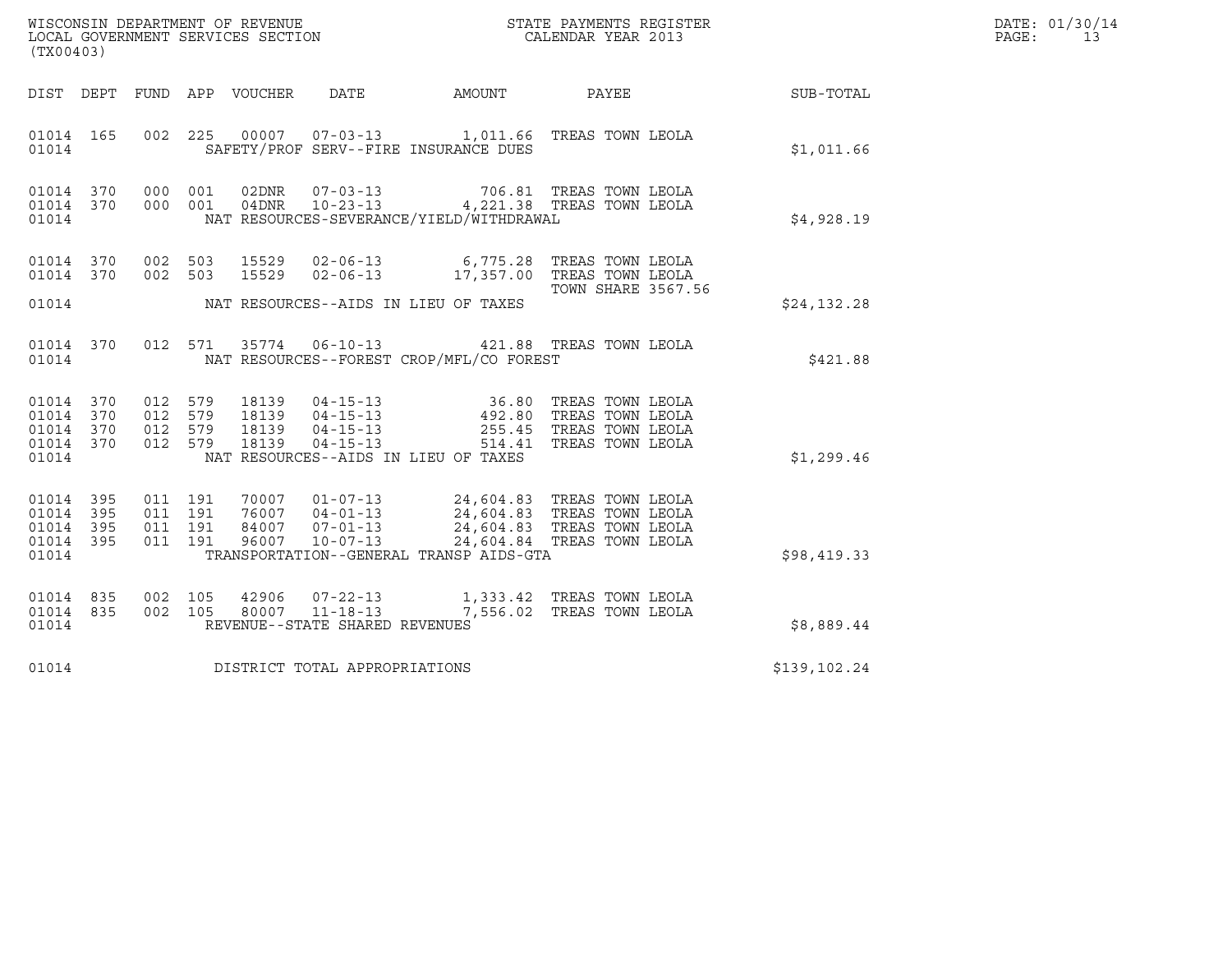WISCONSIN DEPARTMENT OF REVENUE
LOCAL GOVERNMENT SERVICES SECTION
(TX00403)

STATE PAYMENTS REGISTER
CALENDAR YEAR 2013

DATE: 01/30/14
PAGE: 13

| DIST | DEPT | FUND | APP | VOUCHER | DATE | AMOUNT | PAYEE | SUB-TOTAL |
|---|---|---|---|---|---|---|---|---|
| 01014 | 165 | 002 | 225 | 00007 | 07-03-13 | 1,011.66 | TREAS TOWN LEOLA | |
| 01014 | | | | | SAFETY/PROF SERV--FIRE INSURANCE DUES | | | $1,011.66 |
| 01014 | 370 | 000 | 001 | 02DNR | 07-03-13 | 706.81 | TREAS TOWN LEOLA | |
| 01014 | 370 | 000 | 001 | 04DNR | 10-23-13 | 4,221.38 | TREAS TOWN LEOLA | |
| 01014 | | | | | NAT RESOURCES-SEVERANCE/YIELD/WITHDRAWAL | | | $4,928.19 |
| 01014 | 370 | 002 | 503 | 15529 | 02-06-13 | 6,775.28 | TREAS TOWN LEOLA | |
| 01014 | 370 | 002 | 503 | 15529 | 02-06-13 | 17,357.00 | TREAS TOWN LEOLA | |
| | | | | | | | TOWN SHARE 3567.56 | |
| 01014 | | | | | NAT RESOURCES--AIDS IN LIEU OF TAXES | | | $24,132.28 |
| 01014 | 370 | 012 | 571 | 35774 | 06-10-13 | 421.88 | TREAS TOWN LEOLA | |
| 01014 | | | | | NAT RESOURCES--FOREST CROP/MFL/CO FOREST | | | $421.88 |
| 01014 | 370 | 012 | 579 | 18139 | 04-15-13 | 36.80 | TREAS TOWN LEOLA | |
| 01014 | 370 | 012 | 579 | 18139 | 04-15-13 | 492.80 | TREAS TOWN LEOLA | |
| 01014 | 370 | 012 | 579 | 18139 | 04-15-13 | 255.45 | TREAS TOWN LEOLA | |
| 01014 | 370 | 012 | 579 | 18139 | 04-15-13 | 514.41 | TREAS TOWN LEOLA | |
| 01014 | | | | | NAT RESOURCES--AIDS IN LIEU OF TAXES | | | $1,299.46 |
| 01014 | 395 | 011 | 191 | 70007 | 01-07-13 | 24,604.83 | TREAS TOWN LEOLA | |
| 01014 | 395 | 011 | 191 | 76007 | 04-01-13 | 24,604.83 | TREAS TOWN LEOLA | |
| 01014 | 395 | 011 | 191 | 84007 | 07-01-13 | 24,604.83 | TREAS TOWN LEOLA | |
| 01014 | 395 | 011 | 191 | 96007 | 10-07-13 | 24,604.84 | TREAS TOWN LEOLA | |
| 01014 | | | | | TRANSPORTATION--GENERAL TRANSP AIDS-GTA | | | $98,419.33 |
| 01014 | 835 | 002 | 105 | 42906 | 07-22-13 | 1,333.42 | TREAS TOWN LEOLA | |
| 01014 | 835 | 002 | 105 | 80007 | 11-18-13 | 7,556.02 | TREAS TOWN LEOLA | |
| 01014 | | | | | REVENUE--STATE SHARED REVENUES | | | $8,889.44 |
| 01014 | | | | | DISTRICT TOTAL APPROPRIATIONS | | | $139,102.24 |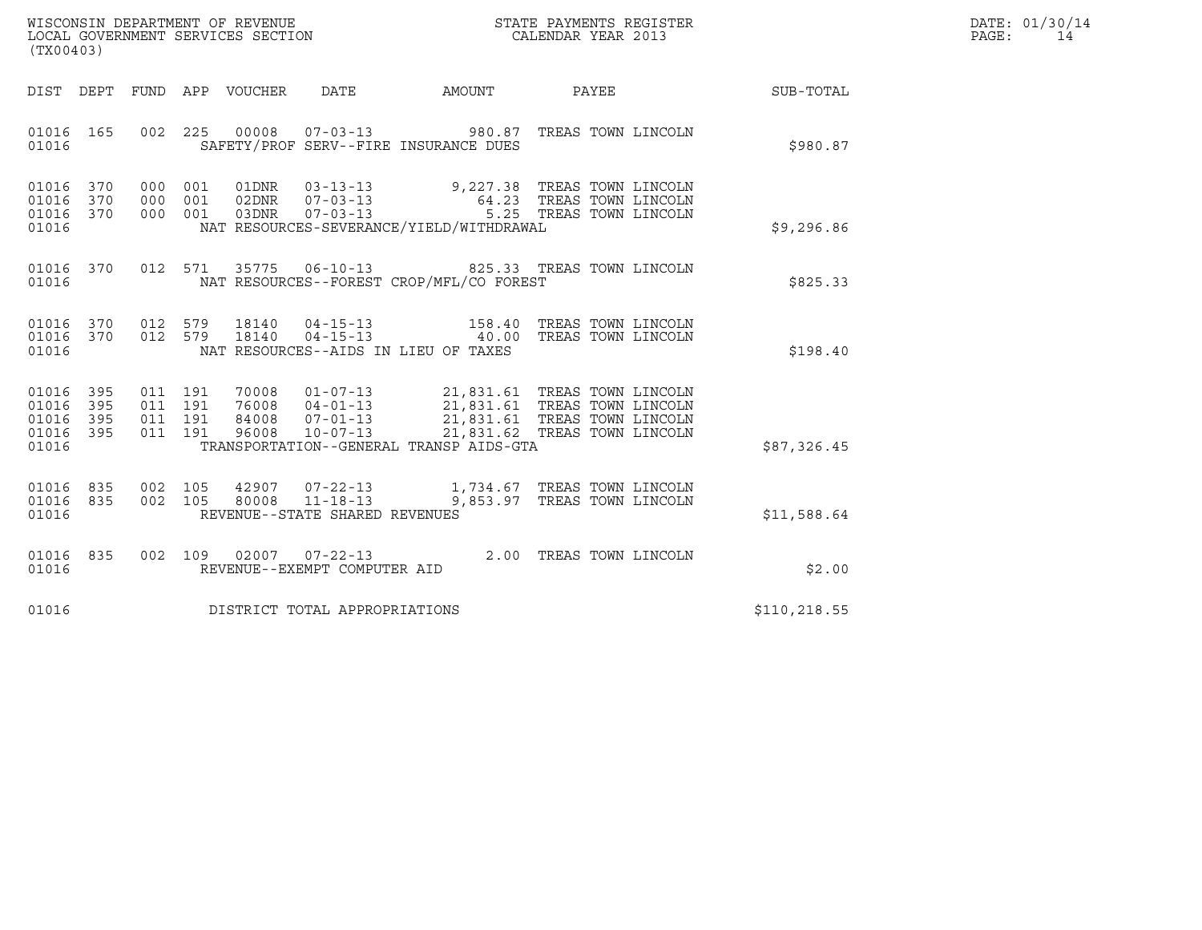WISCONSIN DEPARTMENT OF REVENUE
LOCAL GOVERNMENT SERVICES SECTION
(TX00403)

STATE PAYMENTS REGISTER
CALENDAR YEAR 2013

DATE: 01/30/14

| DIST | DEPT | FUND | APP | VOUCHER | DATE | AMOUNT | PAYEE | SUB-TOTAL |
|---|---|---|---|---|---|---|---|---|
| 01016 | 165 | 002 | 225 | 00008 | 07-03-13 | 980.87 | TREAS TOWN LINCOLN | |
| 01016 | | | | SAFETY/PROF SERV--FIRE INSURANCE DUES | | | | $980.87 |
| 01016 | 370 | 000 | 001 | 01DNR | 03-13-13 | 9,227.38 | TREAS TOWN LINCOLN | |
| 01016 | 370 | 000 | 001 | 02DNR | 07-03-13 | 64.23 | TREAS TOWN LINCOLN | |
| 01016 | 370 | 000 | 001 | 03DNR | 07-03-13 | 5.25 | TREAS TOWN LINCOLN | |
| 01016 | | | | NAT RESOURCES-SEVERANCE/YIELD/WITHDRAWAL | | | | $9,296.86 |
| 01016 | 370 | 012 | 571 | 35775 | 06-10-13 | 825.33 | TREAS TOWN LINCOLN | |
| 01016 | | | | NAT RESOURCES--FOREST CROP/MFL/CO FOREST | | | | $825.33 |
| 01016 | 370 | 012 | 579 | 18140 | 04-15-13 | 158.40 | TREAS TOWN LINCOLN | |
| 01016 | 370 | 012 | 579 | 18140 | 04-15-13 | 40.00 | TREAS TOWN LINCOLN | |
| 01016 | | | | NAT RESOURCES--AIDS IN LIEU OF TAXES | | | | $198.40 |
| 01016 | 395 | 011 | 191 | 70008 | 01-07-13 | 21,831.61 | TREAS TOWN LINCOLN | |
| 01016 | 395 | 011 | 191 | 76008 | 04-01-13 | 21,831.61 | TREAS TOWN LINCOLN | |
| 01016 | 395 | 011 | 191 | 84008 | 07-01-13 | 21,831.61 | TREAS TOWN LINCOLN | |
| 01016 | 395 | 011 | 191 | 96008 | 10-07-13 | 21,831.62 | TREAS TOWN LINCOLN | |
| 01016 | | | | TRANSPORTATION--GENERAL TRANSP AIDS-GTA | | | | $87,326.45 |
| 01016 | 835 | 002 | 105 | 42907 | 07-22-13 | 1,734.67 | TREAS TOWN LINCOLN | |
| 01016 | 835 | 002 | 105 | 80008 | 11-18-13 | 9,853.97 | TREAS TOWN LINCOLN | |
| 01016 | | | | REVENUE--STATE SHARED REVENUES | | | | $11,588.64 |
| 01016 | 835 | 002 | 109 | 02007 | 07-22-13 | 2.00 | TREAS TOWN LINCOLN | |
| 01016 | | | | REVENUE--EXEMPT COMPUTER AID | | | | $2.00 |
| 01016 | | | | DISTRICT TOTAL APPROPRIATIONS | | | | $110,218.55 |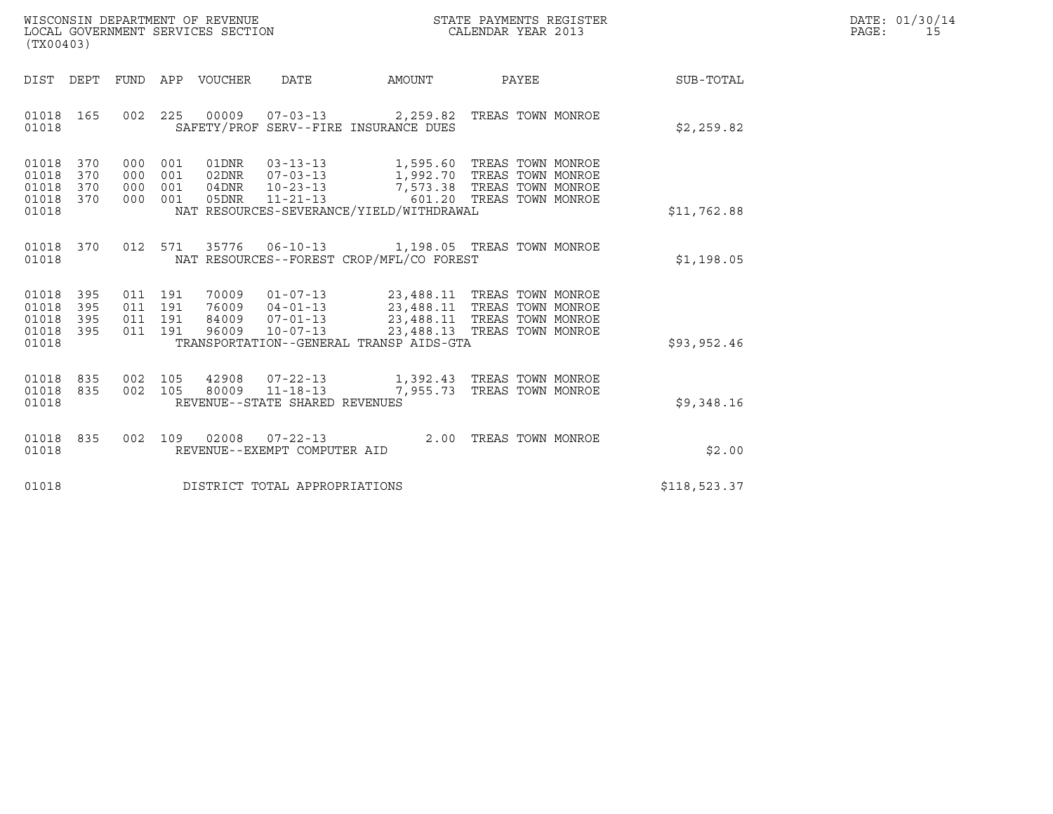WISCONSIN DEPARTMENT OF REVENUE
LOCAL GOVERNMENT SERVICES SECTION
(TX00403)

STATE PAYMENTS REGISTER
CALENDAR YEAR 2013

DATE: 01/30/14

| DIST | DEPT | FUND | APP | VOUCHER | DATE | AMOUNT | PAYEE | SUB-TOTAL |
|---|---|---|---|---|---|---|---|---|
| 01018 | 165 | 002 | 225 | 00009 | 07-03-13 | 2,259.82 | TREAS TOWN MONROE | |
| 01018 | | | | | SAFETY/PROF SERV--FIRE INSURANCE DUES | | | $2,259.82 |
| 01018 | 370 | 000 | 001 | 01DNR | 03-13-13 | 1,595.60 | TREAS TOWN MONROE | |
| 01018 | 370 | 000 | 001 | 02DNR | 07-03-13 | 1,992.70 | TREAS TOWN MONROE | |
| 01018 | 370 | 000 | 001 | 04DNR | 10-23-13 | 7,573.38 | TREAS TOWN MONROE | |
| 01018 | 370 | 000 | 001 | 05DNR | 11-21-13 | 601.20 | TREAS TOWN MONROE | |
| 01018 | | | | | NAT RESOURCES-SEVERANCE/YIELD/WITHDRAWAL | | | $11,762.88 |
| 01018 | 370 | 012 | 571 | 35776 | 06-10-13 | 1,198.05 | TREAS TOWN MONROE | |
| 01018 | | | | | NAT RESOURCES--FOREST CROP/MFL/CO FOREST | | | $1,198.05 |
| 01018 | 395 | 011 | 191 | 70009 | 01-07-13 | 23,488.11 | TREAS TOWN MONROE | |
| 01018 | 395 | 011 | 191 | 76009 | 04-01-13 | 23,488.11 | TREAS TOWN MONROE | |
| 01018 | 395 | 011 | 191 | 84009 | 07-01-13 | 23,488.11 | TREAS TOWN MONROE | |
| 01018 | 395 | 011 | 191 | 96009 | 10-07-13 | 23,488.13 | TREAS TOWN MONROE | |
| 01018 | | | | | TRANSPORTATION--GENERAL TRANSP AIDS-GTA | | | $93,952.46 |
| 01018 | 835 | 002 | 105 | 42908 | 07-22-13 | 1,392.43 | TREAS TOWN MONROE | |
| 01018 | 835 | 002 | 105 | 80009 | 11-18-13 | 7,955.73 | TREAS TOWN MONROE | |
| 01018 | | | | | REVENUE--STATE SHARED REVENUES | | | $9,348.16 |
| 01018 | 835 | 002 | 109 | 02008 | 07-22-13 | 2.00 | TREAS TOWN MONROE | |
| 01018 | | | | | REVENUE--EXEMPT COMPUTER AID | | | $2.00 |
| 01018 | | | | | DISTRICT TOTAL APPROPRIATIONS | | | $118,523.37 |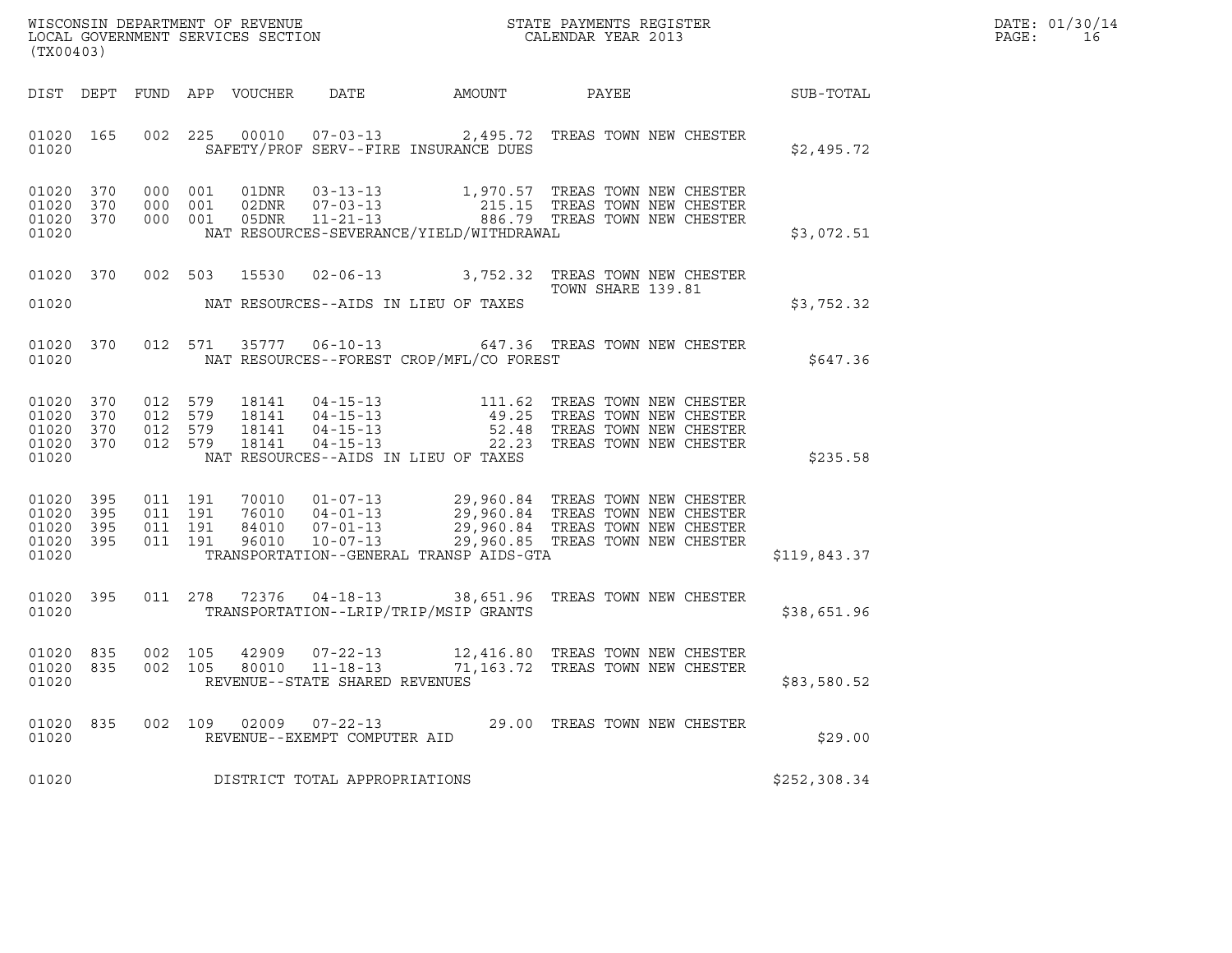WISCONSIN DEPARTMENT OF REVENUE
LOCAL GOVERNMENT SERVICES SECTION
(TX00403)

STATE PAYMENTS REGISTER
CALENDAR YEAR 2013

DATE: 01/30/14

| DIST | DEPT | FUND | APP | VOUCHER | DATE | AMOUNT | PAYEE | SUB-TOTAL |
|---|---|---|---|---|---|---|---|---|
| 01020 | 165 | 002 | 225 | 00010 | 07-03-13 | 2,495.72 | TREAS TOWN NEW CHESTER | |
| 01020 | | | | | SAFETY/PROF SERV--FIRE INSURANCE DUES | | | $2,495.72 |
| 01020 | 370 | 000 | 001 | 01DNR | 03-13-13 | 1,970.57 | TREAS TOWN NEW CHESTER | |
| 01020 | 370 | 000 | 001 | 02DNR | 07-03-13 | 215.15 | TREAS TOWN NEW CHESTER | |
| 01020 | 370 | 000 | 001 | 05DNR | 11-21-13 | 886.79 | TREAS TOWN NEW CHESTER | |
| 01020 | | | | | NAT RESOURCES-SEVERANCE/YIELD/WITHDRAWAL | | | $3,072.51 |
| 01020 | 370 | 002 | 503 | 15530 | 02-06-13 | 3,752.32 | TREAS TOWN NEW CHESTER TOWN SHARE 139.81 | |
| 01020 | | | | | NAT RESOURCES--AIDS IN LIEU OF TAXES | | | $3,752.32 |
| 01020 | 370 | 012 | 571 | 35777 | 06-10-13 | 647.36 | TREAS TOWN NEW CHESTER | |
| 01020 | | | | | NAT RESOURCES--FOREST CROP/MFL/CO FOREST | | | $647.36 |
| 01020 | 370 | 012 | 579 | 18141 | 04-15-13 | 111.62 | TREAS TOWN NEW CHESTER | |
| 01020 | 370 | 012 | 579 | 18141 | 04-15-13 | 49.25 | TREAS TOWN NEW CHESTER | |
| 01020 | 370 | 012 | 579 | 18141 | 04-15-13 | 52.48 | TREAS TOWN NEW CHESTER | |
| 01020 | 370 | 012 | 579 | 18141 | 04-15-13 | 22.23 | TREAS TOWN NEW CHESTER | |
| 01020 | | | | | NAT RESOURCES--AIDS IN LIEU OF TAXES | | | $235.58 |
| 01020 | 395 | 011 | 191 | 70010 | 01-07-13 | 29,960.84 | TREAS TOWN NEW CHESTER | |
| 01020 | 395 | 011 | 191 | 76010 | 04-01-13 | 29,960.84 | TREAS TOWN NEW CHESTER | |
| 01020 | 395 | 011 | 191 | 84010 | 07-01-13 | 29,960.84 | TREAS TOWN NEW CHESTER | |
| 01020 | 395 | 011 | 191 | 96010 | 10-07-13 | 29,960.85 | TREAS TOWN NEW CHESTER | |
| 01020 | | | | | TRANSPORTATION--GENERAL TRANSP AIDS-GTA | | | $119,843.37 |
| 01020 | 395 | 011 | 278 | 72376 | 04-18-13 | 38,651.96 | TREAS TOWN NEW CHESTER | |
| 01020 | | | | | TRANSPORTATION--LRIP/TRIP/MSIP GRANTS | | | $38,651.96 |
| 01020 | 835 | 002 | 105 | 42909 | 07-22-13 | 12,416.80 | TREAS TOWN NEW CHESTER | |
| 01020 | 835 | 002 | 105 | 80010 | 11-18-13 | 71,163.72 | TREAS TOWN NEW CHESTER | |
| 01020 | | | | | REVENUE--STATE SHARED REVENUES | | | $83,580.52 |
| 01020 | 835 | 002 | 109 | 02009 | 07-22-13 | 29.00 | TREAS TOWN NEW CHESTER | |
| 01020 | | | | | REVENUE--EXEMPT COMPUTER AID | | | $29.00 |
| 01020 | | | | | DISTRICT TOTAL APPROPRIATIONS | | | $252,308.34 |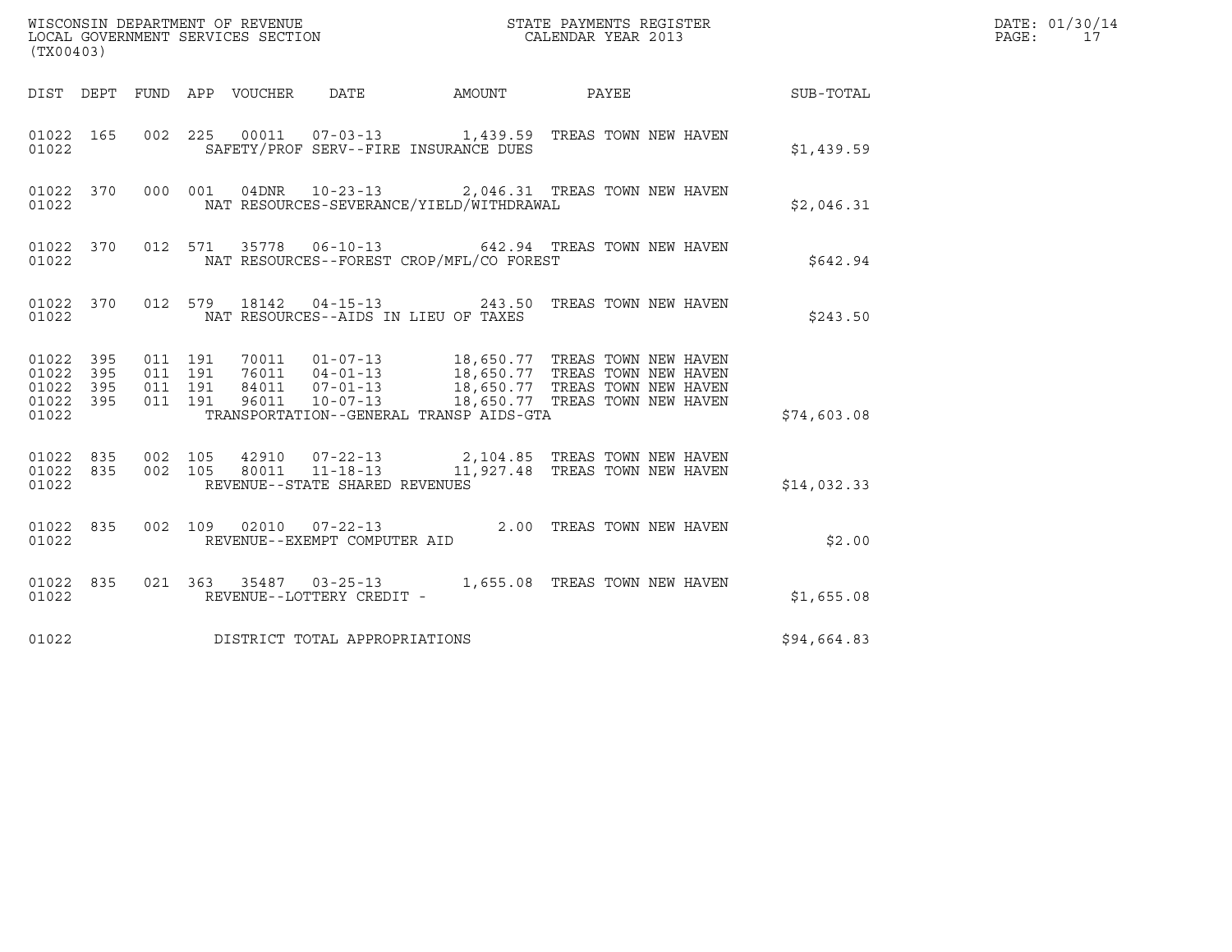WISCONSIN DEPARTMENT OF REVENUE
LOCAL GOVERNMENT SERVICES SECTION
(TX00403)

STATE PAYMENTS REGISTER
CALENDAR YEAR 2013

DATE: 01/30/14

| DIST | DEPT | FUND | APP | VOUCHER | DATE | AMOUNT | PAYEE | SUB-TOTAL |
|---|---|---|---|---|---|---|---|---|
| 01022 | 165 | 002 | 225 | 00011 | 07-03-13 | 1,439.59 | TREAS TOWN NEW HAVEN | |
| 01022 | | | | SAFETY/PROF SERV--FIRE INSURANCE DUES | | | | $1,439.59 |
| 01022 | 370 | 000 | 001 | 04DNR | 10-23-13 | 2,046.31 | TREAS TOWN NEW HAVEN | |
| 01022 | | | | NAT RESOURCES-SEVERANCE/YIELD/WITHDRAWAL | | | | $2,046.31 |
| 01022 | 370 | 012 | 571 | 35778 | 06-10-13 | 642.94 | TREAS TOWN NEW HAVEN | |
| 01022 | | | | NAT RESOURCES--FOREST CROP/MFL/CO FOREST | | | | $642.94 |
| 01022 | 370 | 012 | 579 | 18142 | 04-15-13 | 243.50 | TREAS TOWN NEW HAVEN | |
| 01022 | | | | NAT RESOURCES--AIDS IN LIEU OF TAXES | | | | $243.50 |
| 01022 | 395 | 011 | 191 | 70011 | 01-07-13 | 18,650.77 | TREAS TOWN NEW HAVEN | |
| 01022 | 395 | 011 | 191 | 76011 | 04-01-13 | 18,650.77 | TREAS TOWN NEW HAVEN | |
| 01022 | 395 | 011 | 191 | 84011 | 07-01-13 | 18,650.77 | TREAS TOWN NEW HAVEN | |
| 01022 | 395 | 011 | 191 | 96011 | 10-07-13 | 18,650.77 | TREAS TOWN NEW HAVEN | |
| 01022 | | | | TRANSPORTATION--GENERAL TRANSP AIDS-GTA | | | | $74,603.08 |
| 01022 | 835 | 002 | 105 | 42910 | 07-22-13 | 2,104.85 | TREAS TOWN NEW HAVEN | |
| 01022 | 835 | 002 | 105 | 80011 | 11-18-13 | 11,927.48 | TREAS TOWN NEW HAVEN | |
| 01022 | | | | REVENUE--STATE SHARED REVENUES | | | | $14,032.33 |
| 01022 | 835 | 002 | 109 | 02010 | 07-22-13 | 2.00 | TREAS TOWN NEW HAVEN | |
| 01022 | | | | REVENUE--EXEMPT COMPUTER AID | | | | $2.00 |
| 01022 | 835 | 021 | 363 | 35487 | 03-25-13 | 1,655.08 | TREAS TOWN NEW HAVEN | |
| 01022 | | | | REVENUE--LOTTERY CREDIT - | | | | $1,655.08 |
| 01022 | | | | DISTRICT TOTAL APPROPRIATIONS | | | | $94,664.83 |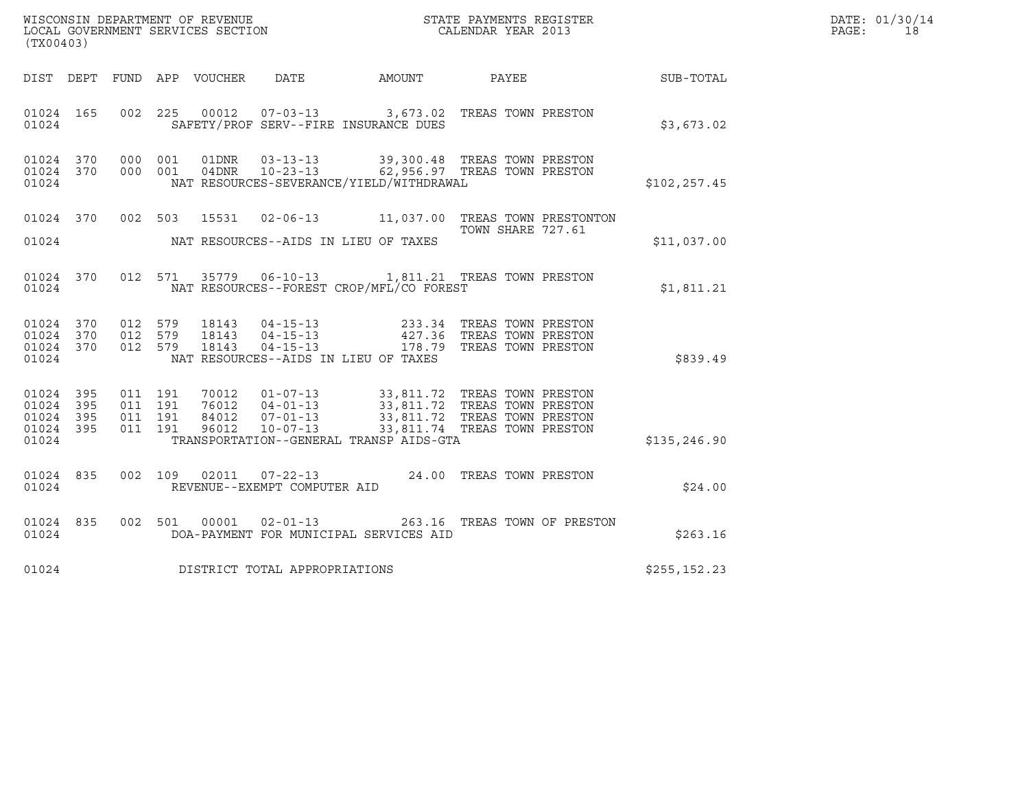WISCONSIN DEPARTMENT OF REVENUE
LOCAL GOVERNMENT SERVICES SECTION
(TX00403)

STATE PAYMENTS REGISTER
CALENDAR YEAR 2013

DATE: 01/30/14

| DIST | DEPT | FUND | APP | VOUCHER | DATE | AMOUNT | PAYEE | SUB-TOTAL |
|---|---|---|---|---|---|---|---|---|
| 01024 | 165 | 002 | 225 | 00012 | 07-03-13 | 3,673.02 | TREAS TOWN PRESTON | |
| 01024 | | | | | SAFETY/PROF SERV--FIRE INSURANCE DUES | | | $3,673.02 |
| 01024 | 370 | 000 | 001 | 01DNR | 03-13-13 | 39,300.48 | TREAS TOWN PRESTON | |
| 01024 | 370 | 000 | 001 | 04DNR | 10-23-13 | 62,956.97 | TREAS TOWN PRESTON | |
| 01024 | | | | | NAT RESOURCES-SEVERANCE/YIELD/WITHDRAWAL | | | $102,257.45 |
| 01024 | 370 | 002 | 503 | 15531 | 02-06-13 | 11,037.00 | TREAS TOWN PRESTONTON TOWN SHARE 727.61 | |
| 01024 | | | | | NAT RESOURCES--AIDS IN LIEU OF TAXES | | | $11,037.00 |
| 01024 | 370 | 012 | 571 | 35779 | 06-10-13 | 1,811.21 | TREAS TOWN PRESTON | |
| 01024 | | | | | NAT RESOURCES--FOREST CROP/MFL/CO FOREST | | | $1,811.21 |
| 01024 | 370 | 012 | 579 | 18143 | 04-15-13 | 233.34 | TREAS TOWN PRESTON | |
| 01024 | 370 | 012 | 579 | 18143 | 04-15-13 | 427.36 | TREAS TOWN PRESTON | |
| 01024 | 370 | 012 | 579 | 18143 | 04-15-13 | 178.79 | TREAS TOWN PRESTON | |
| 01024 | | | | | NAT RESOURCES--AIDS IN LIEU OF TAXES | | | $839.49 |
| 01024 | 395 | 011 | 191 | 70012 | 01-07-13 | 33,811.72 | TREAS TOWN PRESTON | |
| 01024 | 395 | 011 | 191 | 76012 | 04-01-13 | 33,811.72 | TREAS TOWN PRESTON | |
| 01024 | 395 | 011 | 191 | 84012 | 07-01-13 | 33,811.72 | TREAS TOWN PRESTON | |
| 01024 | 395 | 011 | 191 | 96012 | 10-07-13 | 33,811.74 | TREAS TOWN PRESTON | |
| 01024 | | | | | TRANSPORTATION--GENERAL TRANSP AIDS-GTA | | | $135,246.90 |
| 01024 | 835 | 002 | 109 | 02011 | 07-22-13 | 24.00 | TREAS TOWN PRESTON | |
| 01024 | | | | | REVENUE--EXEMPT COMPUTER AID | | | $24.00 |
| 01024 | 835 | 002 | 501 | 00001 | 02-01-13 | 263.16 | TREAS TOWN OF PRESTON | |
| 01024 | | | | | DOA-PAYMENT FOR MUNICIPAL SERVICES AID | | | $263.16 |
| 01024 | | | | | DISTRICT TOTAL APPROPRIATIONS | | | $255,152.23 |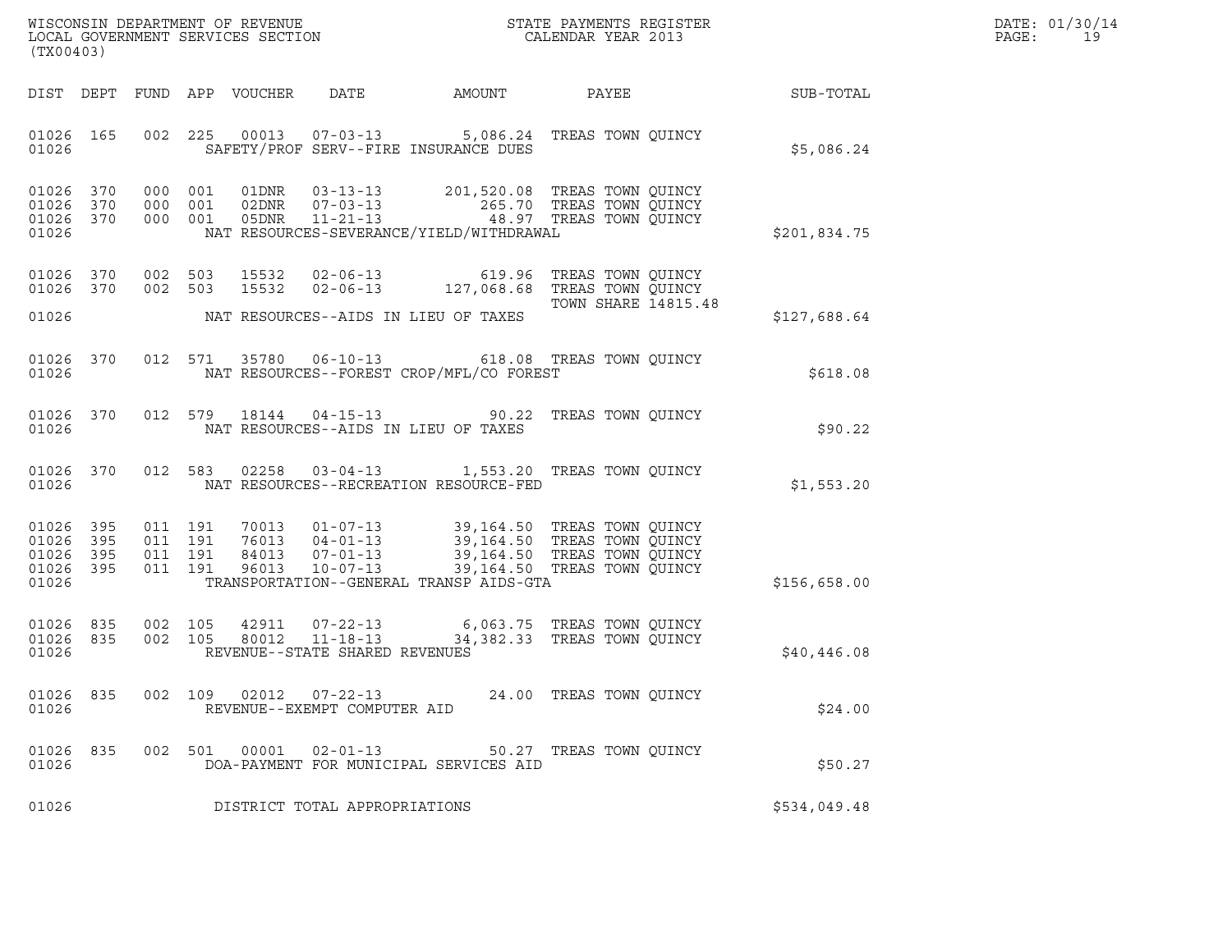WISCONSIN DEPARTMENT OF REVENUE
LOCAL GOVERNMENT SERVICES SECTION
(TX00403)

STATE PAYMENTS REGISTER
CALENDAR YEAR 2013

DATE: 01/30/14

| DIST | DEPT | FUND | APP | VOUCHER | DATE | AMOUNT | PAYEE | SUB-TOTAL |
|---|---|---|---|---|---|---|---|---|
| 01026 | 165 | 002 | 225 | 00013 | 07-03-13 | 5,086.24 | TREAS TOWN QUINCY | |
| 01026 | | | | | SAFETY/PROF SERV--FIRE INSURANCE DUES | | | $5,086.24 |
| 01026 | 370 | 000 | 001 | 01DNR | 03-13-13 | 201,520.08 | TREAS TOWN QUINCY | |
| 01026 | 370 | 000 | 001 | 02DNR | 07-03-13 | 265.70 | TREAS TOWN QUINCY | |
| 01026 | 370 | 000 | 001 | 05DNR | 11-21-13 | 48.97 | TREAS TOWN QUINCY | |
| 01026 | | | | | NAT RESOURCES-SEVERANCE/YIELD/WITHDRAWAL | | | $201,834.75 |
| 01026 | 370 | 002 | 503 | 15532 | 02-06-13 | 619.96 | TREAS TOWN QUINCY | |
| 01026 | 370 | 002 | 503 | 15532 | 02-06-13 | 127,068.68 | TREAS TOWN QUINCY TOWN SHARE 14815.48 | |
| 01026 | | | | | NAT RESOURCES--AIDS IN LIEU OF TAXES | | | $127,688.64 |
| 01026 | 370 | 012 | 571 | 35780 | 06-10-13 | 618.08 | TREAS TOWN QUINCY | |
| 01026 | | | | | NAT RESOURCES--FOREST CROP/MFL/CO FOREST | | | $618.08 |
| 01026 | 370 | 012 | 579 | 18144 | 04-15-13 | 90.22 | TREAS TOWN QUINCY | |
| 01026 | | | | | NAT RESOURCES--AIDS IN LIEU OF TAXES | | | $90.22 |
| 01026 | 370 | 012 | 583 | 02258 | 03-04-13 | 1,553.20 | TREAS TOWN QUINCY | |
| 01026 | | | | | NAT RESOURCES--RECREATION RESOURCE-FED | | | $1,553.20 |
| 01026 | 395 | 011 | 191 | 70013 | 01-07-13 | 39,164.50 | TREAS TOWN QUINCY | |
| 01026 | 395 | 011 | 191 | 76013 | 04-01-13 | 39,164.50 | TREAS TOWN QUINCY | |
| 01026 | 395 | 011 | 191 | 84013 | 07-01-13 | 39,164.50 | TREAS TOWN QUINCY | |
| 01026 | 395 | 011 | 191 | 96013 | 10-07-13 | 39,164.50 | TREAS TOWN QUINCY | |
| 01026 | | | | | TRANSPORTATION--GENERAL TRANSP AIDS-GTA | | | $156,658.00 |
| 01026 | 835 | 002 | 105 | 42911 | 07-22-13 | 6,063.75 | TREAS TOWN QUINCY | |
| 01026 | 835 | 002 | 105 | 80012 | 11-18-13 | 34,382.33 | TREAS TOWN QUINCY | |
| 01026 | | | | | REVENUE--STATE SHARED REVENUES | | | $40,446.08 |
| 01026 | 835 | 002 | 109 | 02012 | 07-22-13 | 24.00 | TREAS TOWN QUINCY | |
| 01026 | | | | | REVENUE--EXEMPT COMPUTER AID | | | $24.00 |
| 01026 | 835 | 002 | 501 | 00001 | 02-01-13 | 50.27 | TREAS TOWN QUINCY | |
| 01026 | | | | | DOA-PAYMENT FOR MUNICIPAL SERVICES AID | | | $50.27 |
| 01026 | | | | | DISTRICT TOTAL APPROPRIATIONS | | | $534,049.48 |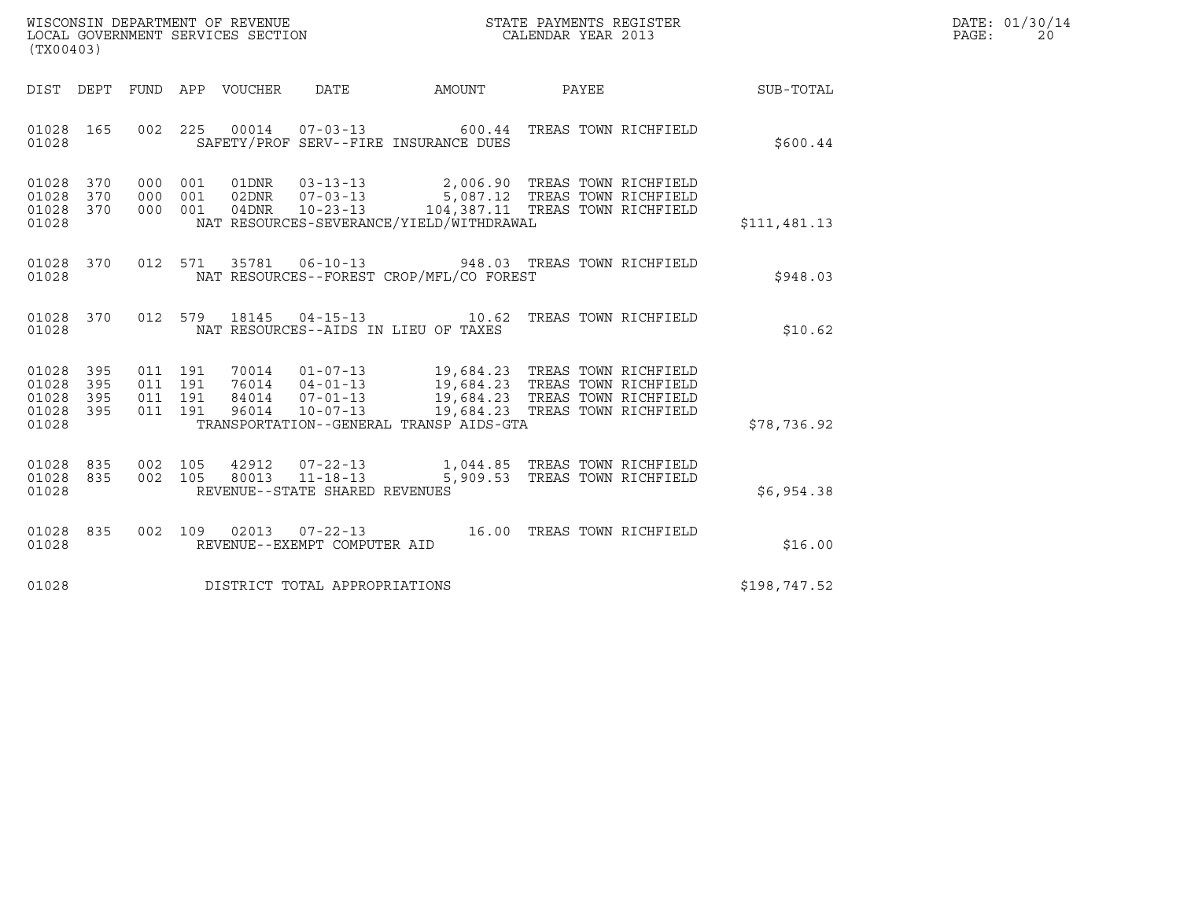WISCONSIN DEPARTMENT OF REVENUE
LOCAL GOVERNMENT SERVICES SECTION
(TX00403)

STATE PAYMENTS REGISTER
CALENDAR YEAR 2013

DATE: 01/30/14
PAGE: 20

| DIST | DEPT | FUND | APP | VOUCHER | DATE | AMOUNT | PAYEE | SUB-TOTAL |
|---|---|---|---|---|---|---|---|---|
| 01028 | 165 | 002 | 225 | 00014 | 07-03-13 | 600.44 | TREAS TOWN RICHFIELD | |
| 01028 | | | | SAFETY/PROF SERV--FIRE INSURANCE DUES | | | | $600.44 |
| 01028 | 370 | 000 | 001 | 01DNR | 03-13-13 | 2,006.90 | TREAS TOWN RICHFIELD | |
| 01028 | 370 | 000 | 001 | 02DNR | 07-03-13 | 5,087.12 | TREAS TOWN RICHFIELD | |
| 01028 | 370 | 000 | 001 | 04DNR | 10-23-13 | 104,387.11 | TREAS TOWN RICHFIELD | |
| 01028 | | | | NAT RESOURCES-SEVERANCE/YIELD/WITHDRAWAL | | | | $111,481.13 |
| 01028 | 370 | 012 | 571 | 35781 | 06-10-13 | 948.03 | TREAS TOWN RICHFIELD | |
| 01028 | | | | NAT RESOURCES--FOREST CROP/MFL/CO FOREST | | | | $948.03 |
| 01028 | 370 | 012 | 579 | 18145 | 04-15-13 | 10.62 | TREAS TOWN RICHFIELD | |
| 01028 | | | | NAT RESOURCES--AIDS IN LIEU OF TAXES | | | | $10.62 |
| 01028 | 395 | 011 | 191 | 70014 | 01-07-13 | 19,684.23 | TREAS TOWN RICHFIELD | |
| 01028 | 395 | 011 | 191 | 76014 | 04-01-13 | 19,684.23 | TREAS TOWN RICHFIELD | |
| 01028 | 395 | 011 | 191 | 84014 | 07-01-13 | 19,684.23 | TREAS TOWN RICHFIELD | |
| 01028 | 395 | 011 | 191 | 96014 | 10-07-13 | 19,684.23 | TREAS TOWN RICHFIELD | |
| 01028 | | | | TRANSPORTATION--GENERAL TRANSP AIDS-GTA | | | | $78,736.92 |
| 01028 | 835 | 002 | 105 | 42912 | 07-22-13 | 1,044.85 | TREAS TOWN RICHFIELD | |
| 01028 | 835 | 002 | 105 | 80013 | 11-18-13 | 5,909.53 | TREAS TOWN RICHFIELD | |
| 01028 | | | | REVENUE--STATE SHARED REVENUES | | | | $6,954.38 |
| 01028 | 835 | 002 | 109 | 02013 | 07-22-13 | 16.00 | TREAS TOWN RICHFIELD | |
| 01028 | | | | REVENUE--EXEMPT COMPUTER AID | | | | $16.00 |
| 01028 | | | | DISTRICT TOTAL APPROPRIATIONS | | | | $198,747.52 |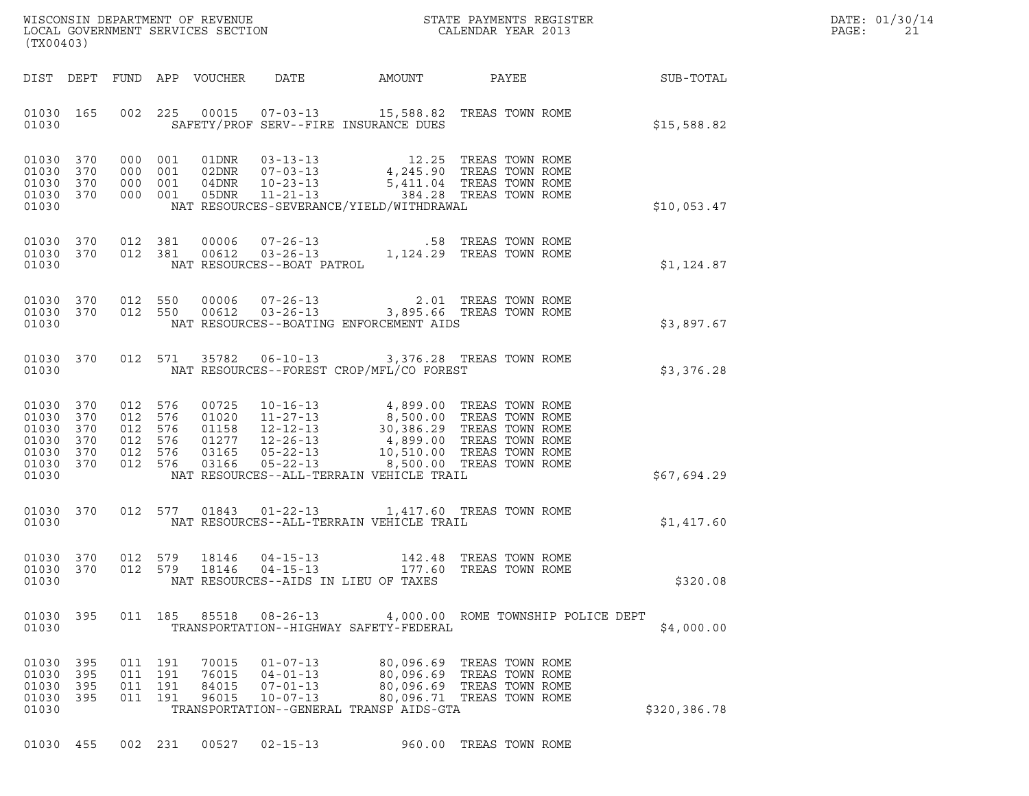WISCONSIN DEPARTMENT OF REVENUE
LOCAL GOVERNMENT SERVICES SECTION
(TX00403)

STATE PAYMENTS REGISTER
CALENDAR YEAR 2013

DATE: 01/30/14

| DIST | DEPT | FUND | APP | VOUCHER | DATE | AMOUNT | PAYEE | SUB-TOTAL |
|---|---|---|---|---|---|---|---|---|
| 01030 | 165 | 002 | 225 | 00015 | 07-03-13 | 15,588.82 | TREAS TOWN ROME | |
| 01030 | | | | | SAFETY/PROF SERV--FIRE INSURANCE DUES | | | $15,588.82 |
| 01030 | 370 | 000 | 001 | 01DNR | 03-13-13 | 12.25 | TREAS TOWN ROME | |
| 01030 | 370 | 000 | 001 | 02DNR | 07-03-13 | 4,245.90 | TREAS TOWN ROME | |
| 01030 | 370 | 000 | 001 | 04DNR | 10-23-13 | 5,411.04 | TREAS TOWN ROME | |
| 01030 | 370 | 000 | 001 | 05DNR | 11-21-13 | 384.28 | TREAS TOWN ROME | |
| 01030 | | | | | NAT RESOURCES-SEVERANCE/YIELD/WITHDRAWAL | | | $10,053.47 |
| 01030 | 370 | 012 | 381 | 00006 | 07-26-13 | .58 | TREAS TOWN ROME | |
| 01030 | 370 | 012 | 381 | 00612 | 03-26-13 | 1,124.29 | TREAS TOWN ROME | |
| 01030 | | | | | NAT RESOURCES--BOAT PATROL | | | $1,124.87 |
| 01030 | 370 | 012 | 550 | 00006 | 07-26-13 | 2.01 | TREAS TOWN ROME | |
| 01030 | 370 | 012 | 550 | 00612 | 03-26-13 | 3,895.66 | TREAS TOWN ROME | |
| 01030 | | | | | NAT RESOURCES--BOATING ENFORCEMENT AIDS | | | $3,897.67 |
| 01030 | 370 | 012 | 571 | 35782 | 06-10-13 | 3,376.28 | TREAS TOWN ROME | |
| 01030 | | | | | NAT RESOURCES--FOREST CROP/MFL/CO FOREST | | | $3,376.28 |
| 01030 | 370 | 012 | 576 | 00725 | 10-16-13 | 4,899.00 | TREAS TOWN ROME | |
| 01030 | 370 | 012 | 576 | 01020 | 11-27-13 | 8,500.00 | TREAS TOWN ROME | |
| 01030 | 370 | 012 | 576 | 01158 | 12-12-13 | 30,386.29 | TREAS TOWN ROME | |
| 01030 | 370 | 012 | 576 | 01277 | 12-26-13 | 4,899.00 | TREAS TOWN ROME | |
| 01030 | 370 | 012 | 576 | 03165 | 05-22-13 | 10,510.00 | TREAS TOWN ROME | |
| 01030 | 370 | 012 | 576 | 03166 | 05-22-13 | 8,500.00 | TREAS TOWN ROME | |
| 01030 | | | | | NAT RESOURCES--ALL-TERRAIN VEHICLE TRAIL | | | $67,694.29 |
| 01030 | 370 | 012 | 577 | 01843 | 01-22-13 | 1,417.60 | TREAS TOWN ROME | |
| 01030 | | | | | NAT RESOURCES--ALL-TERRAIN VEHICLE TRAIL | | | $1,417.60 |
| 01030 | 370 | 012 | 579 | 18146 | 04-15-13 | 142.48 | TREAS TOWN ROME | |
| 01030 | 370 | 012 | 579 | 18146 | 04-15-13 | 177.60 | TREAS TOWN ROME | |
| 01030 | | | | | NAT RESOURCES--AIDS IN LIEU OF TAXES | | | $320.08 |
| 01030 | 395 | 011 | 185 | 85518 | 08-26-13 | 4,000.00 | ROME TOWNSHIP POLICE DEPT | |
| 01030 | | | | | TRANSPORTATION--HIGHWAY SAFETY-FEDERAL | | | $4,000.00 |
| 01030 | 395 | 011 | 191 | 70015 | 01-07-13 | 80,096.69 | TREAS TOWN ROME | |
| 01030 | 395 | 011 | 191 | 76015 | 04-01-13 | 80,096.69 | TREAS TOWN ROME | |
| 01030 | 395 | 011 | 191 | 84015 | 07-01-13 | 80,096.69 | TREAS TOWN ROME | |
| 01030 | 395 | 011 | 191 | 96015 | 10-07-13 | 80,096.71 | TREAS TOWN ROME | |
| 01030 | | | | | TRANSPORTATION--GENERAL TRANSP AIDS-GTA | | | $320,386.78 |
| 01030 | 455 | 002 | 231 | 00527 | 02-15-13 | 960.00 | TREAS TOWN ROME | |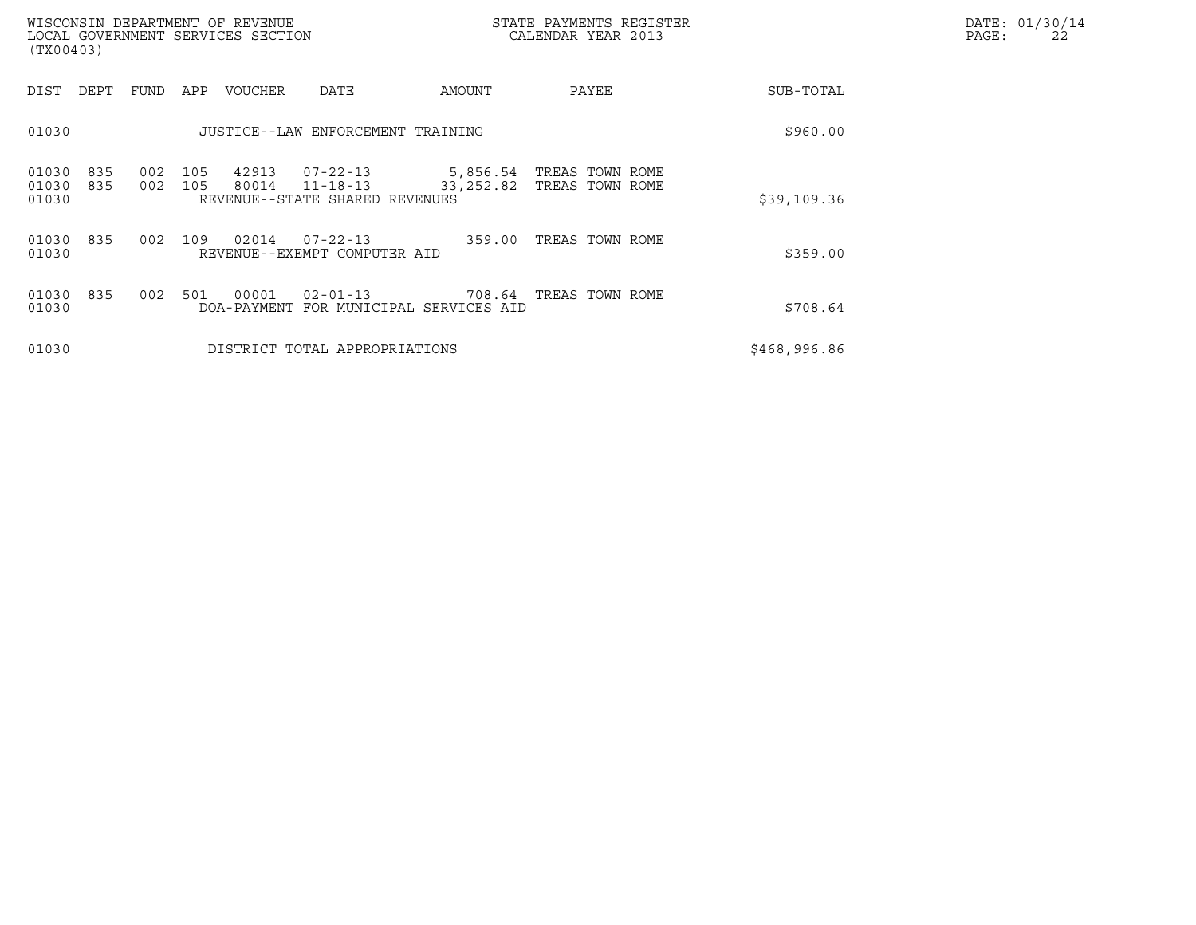WISCONSIN DEPARTMENT OF REVENUE
LOCAL GOVERNMENT SERVICES SECTION
(TX00403)

STATE PAYMENTS REGISTER
CALENDAR YEAR 2013

DATE: 01/30/14

| DIST | DEPT | FUND | APP | VOUCHER | DATE | AMOUNT | PAYEE | SUB-TOTAL |
|---|---|---|---|---|---|---|---|---|
| 01030 | | | | JUSTICE--LAW ENFORCEMENT TRAINING | | | | $960.00 |
| 01030 | 835 | 002 | 105 | 42913 | 07-22-13 | 5,856.54 | TREAS TOWN ROME | |
| 01030 | 835 | 002 | 105 | 80014 | 11-18-13 | 33,252.82 | TREAS TOWN ROME | |
| 01030 | | | | REVENUE--STATE SHARED REVENUES | | | | $39,109.36 |
| 01030 | 835 | 002 | 109 | 02014 | 07-22-13 | 359.00 | TREAS TOWN ROME | |
| 01030 | | | | REVENUE--EXEMPT COMPUTER AID | | | | $359.00 |
| 01030 | 835 | 002 | 501 | 00001 | 02-01-13 | 708.64 | TREAS TOWN ROME | |
| 01030 | | | | DOA-PAYMENT FOR MUNICIPAL SERVICES AID | | | | $708.64 |
| 01030 | | | | DISTRICT TOTAL APPROPRIATIONS | | | | $468,996.86 |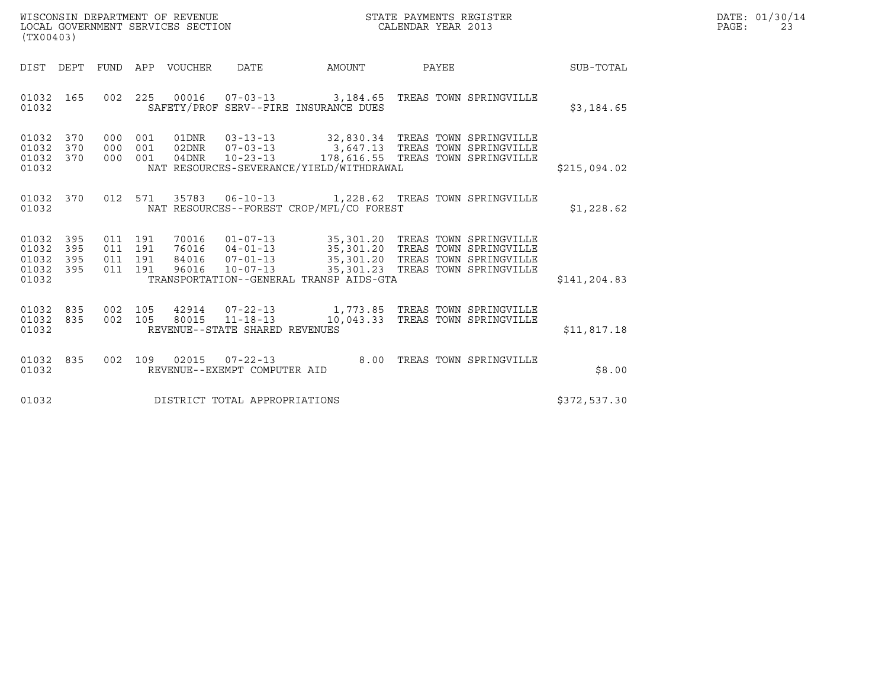WISCONSIN DEPARTMENT OF REVENUE
LOCAL GOVERNMENT SERVICES SECTION
(TX00403)

STATE PAYMENTS REGISTER
CALENDAR YEAR 2013

DATE: 01/30/14

| DIST | DEPT | FUND | APP | VOUCHER | DATE | AMOUNT | PAYEE | SUB-TOTAL |
|---|---|---|---|---|---|---|---|---|
| 01032 | 165 | 002 | 225 | 00016 | 07-03-13 | 3,184.65 | TREAS TOWN SPRINGVILLE | |
| 01032 | | | | | SAFETY/PROF SERV--FIRE INSURANCE DUES | | | $3,184.65 |
| 01032 | 370 | 000 | 001 | 01DNR | 03-13-13 | 32,830.34 | TREAS TOWN SPRINGVILLE | |
| 01032 | 370 | 000 | 001 | 02DNR | 07-03-13 | 3,647.13 | TREAS TOWN SPRINGVILLE | |
| 01032 | 370 | 000 | 001 | 04DNR | 10-23-13 | 178,616.55 | TREAS TOWN SPRINGVILLE | |
| 01032 | | | | | NAT RESOURCES-SEVERANCE/YIELD/WITHDRAWAL | | | $215,094.02 |
| 01032 | 370 | 012 | 571 | 35783 | 06-10-13 | 1,228.62 | TREAS TOWN SPRINGVILLE | |
| 01032 | | | | | NAT RESOURCES--FOREST CROP/MFL/CO FOREST | | | $1,228.62 |
| 01032 | 395 | 011 | 191 | 70016 | 01-07-13 | 35,301.20 | TREAS TOWN SPRINGVILLE | |
| 01032 | 395 | 011 | 191 | 76016 | 04-01-13 | 35,301.20 | TREAS TOWN SPRINGVILLE | |
| 01032 | 395 | 011 | 191 | 84016 | 07-01-13 | 35,301.20 | TREAS TOWN SPRINGVILLE | |
| 01032 | 395 | 011 | 191 | 96016 | 10-07-13 | 35,301.23 | TREAS TOWN SPRINGVILLE | |
| 01032 | | | | | TRANSPORTATION--GENERAL TRANSP AIDS-GTA | | | $141,204.83 |
| 01032 | 835 | 002 | 105 | 42914 | 07-22-13 | 1,773.85 | TREAS TOWN SPRINGVILLE | |
| 01032 | 835 | 002 | 105 | 80015 | 11-18-13 | 10,043.33 | TREAS TOWN SPRINGVILLE | |
| 01032 | | | | | REVENUE--STATE SHARED REVENUES | | | $11,817.18 |
| 01032 | 835 | 002 | 109 | 02015 | 07-22-13 | 8.00 | TREAS TOWN SPRINGVILLE | |
| 01032 | | | | | REVENUE--EXEMPT COMPUTER AID | | | $8.00 |
| 01032 | | | | | DISTRICT TOTAL APPROPRIATIONS | | | $372,537.30 |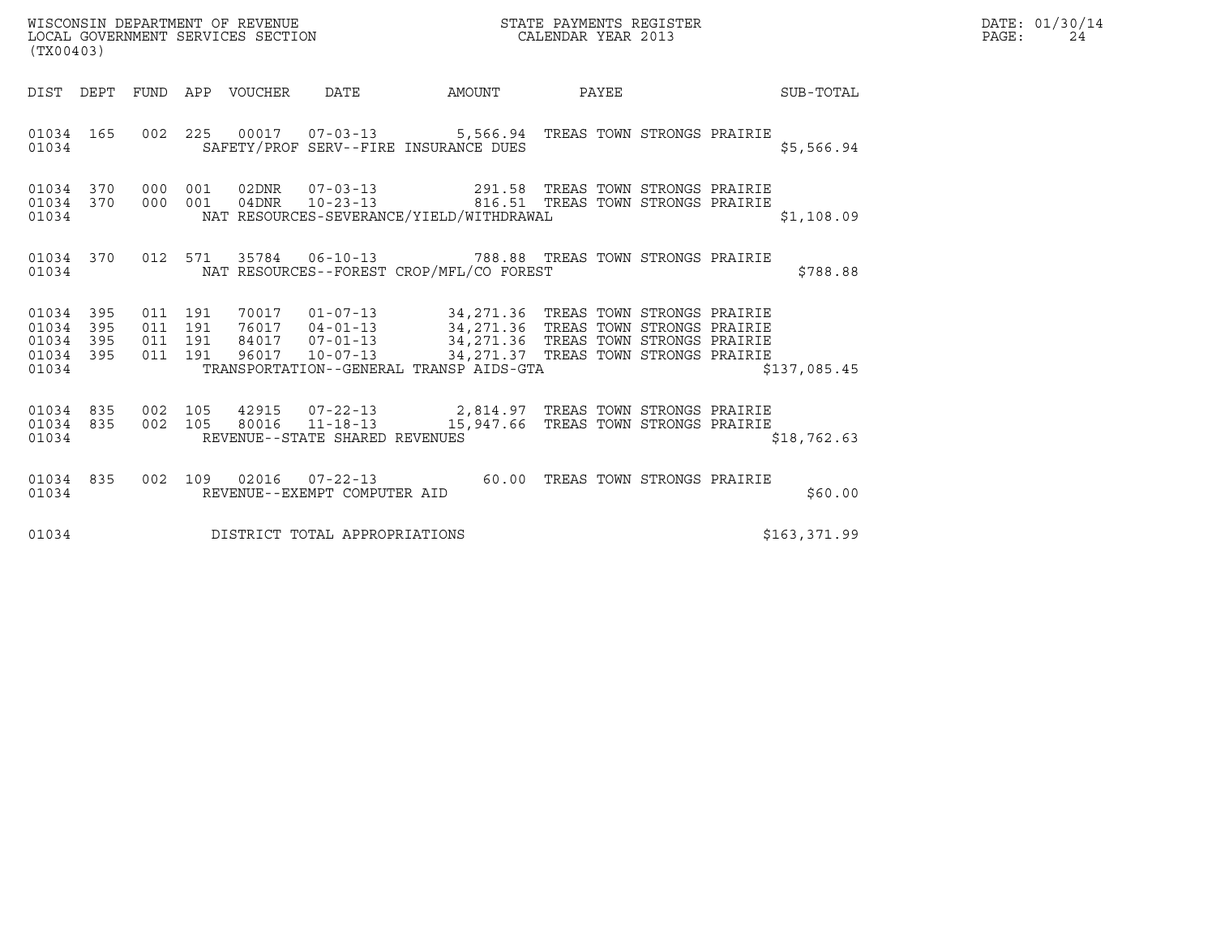WISCONSIN DEPARTMENT OF REVENUE
LOCAL GOVERNMENT SERVICES SECTION
(TX00403)

STATE PAYMENTS REGISTER
CALENDAR YEAR 2013

DATE: 01/30/14

| DIST | DEPT | FUND | APP | VOUCHER | DATE | AMOUNT | PAYEE | SUB-TOTAL |
|---|---|---|---|---|---|---|---|---|
| 01034 | 165 | 002 | 225 | 00017 | 07-03-13 | 5,566.94 | TREAS TOWN STRONGS PRAIRIE | |
| 01034 | | | | | SAFETY/PROF SERV--FIRE INSURANCE DUES | | | $5,566.94 |
| 01034 | 370 | 000 | 001 | 02DNR | 07-03-13 | 291.58 | TREAS TOWN STRONGS PRAIRIE | |
| 01034 | 370 | 000 | 001 | 04DNR | 10-23-13 | 816.51 | TREAS TOWN STRONGS PRAIRIE | |
| 01034 | | | | | NAT RESOURCES-SEVERANCE/YIELD/WITHDRAWAL | | | $1,108.09 |
| 01034 | 370 | 012 | 571 | 35784 | 06-10-13 | 788.88 | TREAS TOWN STRONGS PRAIRIE | |
| 01034 | | | | | NAT RESOURCES--FOREST CROP/MFL/CO FOREST | | | $788.88 |
| 01034 | 395 | 011 | 191 | 70017 | 01-07-13 | 34,271.36 | TREAS TOWN STRONGS PRAIRIE | |
| 01034 | 395 | 011 | 191 | 76017 | 04-01-13 | 34,271.36 | TREAS TOWN STRONGS PRAIRIE | |
| 01034 | 395 | 011 | 191 | 84017 | 07-01-13 | 34,271.36 | TREAS TOWN STRONGS PRAIRIE | |
| 01034 | 395 | 011 | 191 | 96017 | 10-07-13 | 34,271.37 | TREAS TOWN STRONGS PRAIRIE | |
| 01034 | | | | | TRANSPORTATION--GENERAL TRANSP AIDS-GTA | | | $137,085.45 |
| 01034 | 835 | 002 | 105 | 42915 | 07-22-13 | 2,814.97 | TREAS TOWN STRONGS PRAIRIE | |
| 01034 | 835 | 002 | 105 | 80016 | 11-18-13 | 15,947.66 | TREAS TOWN STRONGS PRAIRIE | |
| 01034 | | | | | REVENUE--STATE SHARED REVENUES | | | $18,762.63 |
| 01034 | 835 | 002 | 109 | 02016 | 07-22-13 | 60.00 | TREAS TOWN STRONGS PRAIRIE | |
| 01034 | | | | | REVENUE--EXEMPT COMPUTER AID | | | $60.00 |
| 01034 | | | | | DISTRICT TOTAL APPROPRIATIONS | | | $163,371.99 |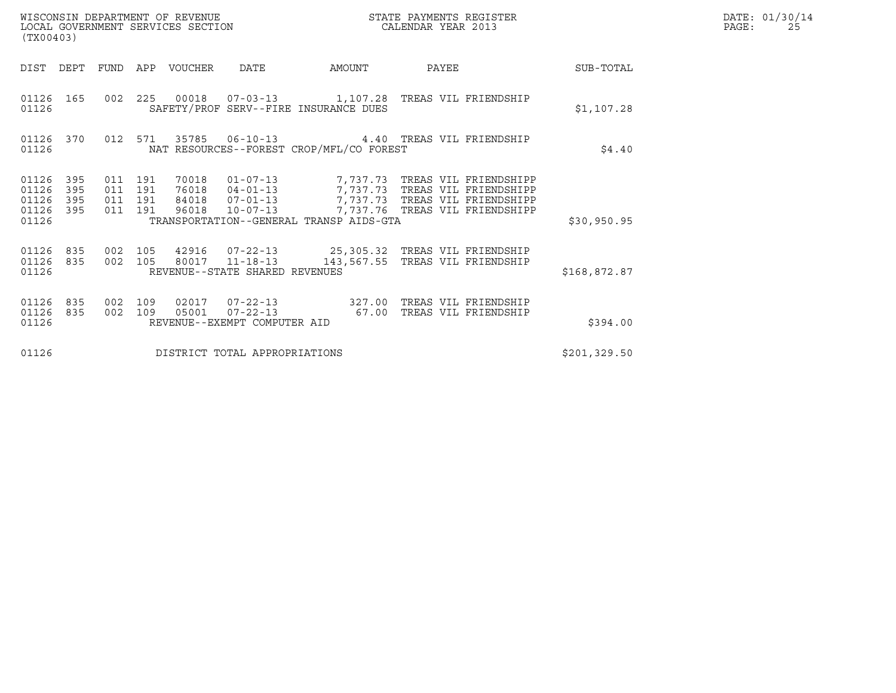WISCONSIN DEPARTMENT OF REVENUE
LOCAL GOVERNMENT SERVICES SECTION
(TX00403)

STATE PAYMENTS REGISTER
CALENDAR YEAR 2013

DATE: 01/30/14

| DIST | DEPT | FUND | APP | VOUCHER | DATE | AMOUNT | PAYEE | SUB-TOTAL |
|---|---|---|---|---|---|---|---|---|
| 01126 | 165 | 002 | 225 | 00018 | 07-03-13 | 1,107.28 | TREAS VIL FRIENDSHIP | |
| 01126 | | | | SAFETY/PROF SERV--FIRE INSURANCE DUES | | | | $1,107.28 |
| 01126 | 370 | 012 | 571 | 35785 | 06-10-13 | 4.40 | TREAS VIL FRIENDSHIP | |
| 01126 | | | | NAT RESOURCES--FOREST CROP/MFL/CO FOREST | | | | $4.40 |
| 01126 | 395 | 011 | 191 | 70018 | 01-07-13 | 7,737.73 | TREAS VIL FRIENDSHIPP | |
| 01126 | 395 | 011 | 191 | 76018 | 04-01-13 | 7,737.73 | TREAS VIL FRIENDSHIPP | |
| 01126 | 395 | 011 | 191 | 84018 | 07-01-13 | 7,737.73 | TREAS VIL FRIENDSHIPP | |
| 01126 | 395 | 011 | 191 | 96018 | 10-07-13 | 7,737.76 | TREAS VIL FRIENDSHIPP | |
| 01126 | | | | TRANSPORTATION--GENERAL TRANSP AIDS-GTA | | | | $30,950.95 |
| 01126 | 835 | 002 | 105 | 42916 | 07-22-13 | 25,305.32 | TREAS VIL FRIENDSHIP | |
| 01126 | 835 | 002 | 105 | 80017 | 11-18-13 | 143,567.55 | TREAS VIL FRIENDSHIP | |
| 01126 | | | | REVENUE--STATE SHARED REVENUES | | | | $168,872.87 |
| 01126 | 835 | 002 | 109 | 02017 | 07-22-13 | 327.00 | TREAS VIL FRIENDSHIP | |
| 01126 | 835 | 002 | 109 | 05001 | 07-22-13 | 67.00 | TREAS VIL FRIENDSHIP | |
| 01126 | | | | REVENUE--EXEMPT COMPUTER AID | | | | $394.00 |
| 01126 | | | | DISTRICT TOTAL APPROPRIATIONS | | | | $201,329.50 |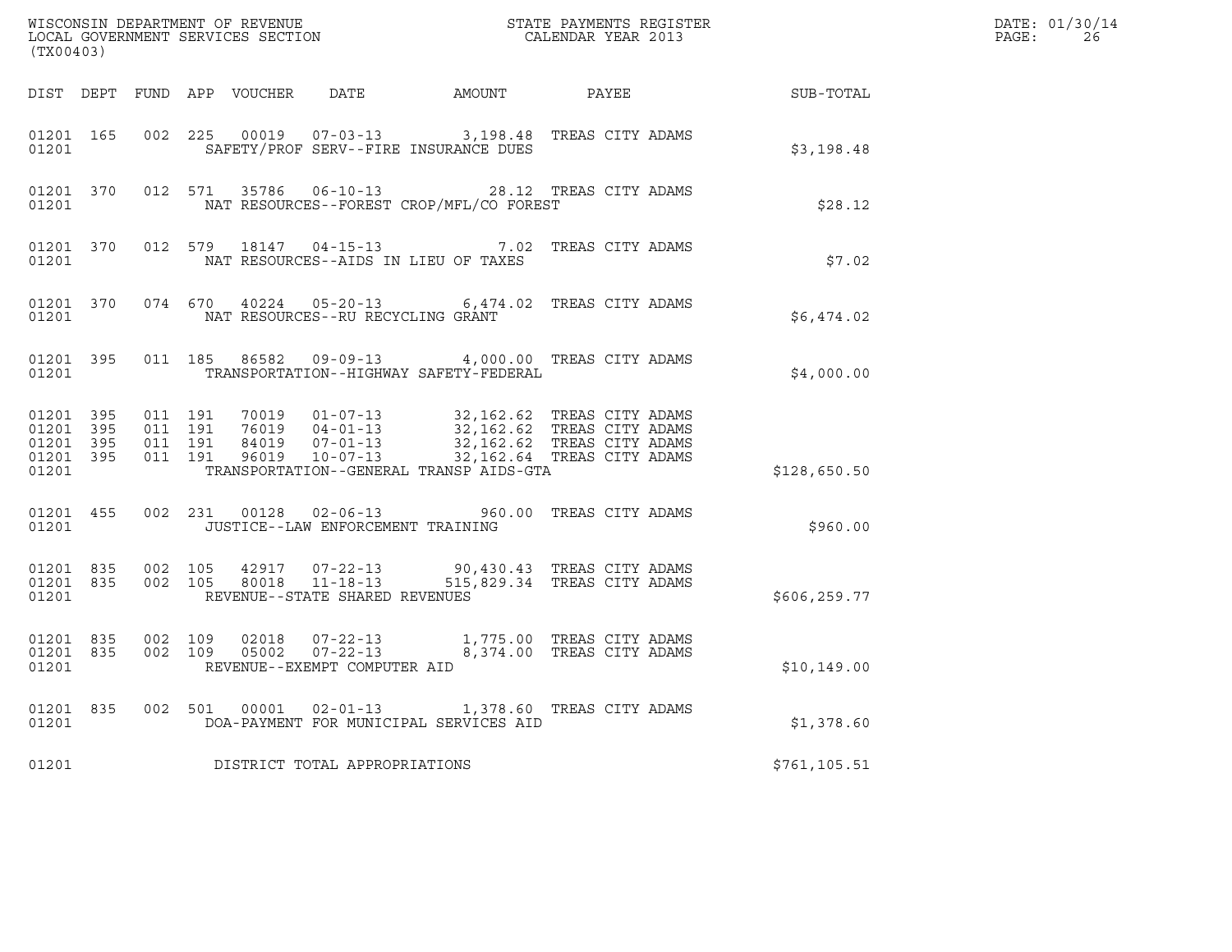WISCONSIN DEPARTMENT OF REVENUE
LOCAL GOVERNMENT SERVICES SECTION
(TX00403)

STATE PAYMENTS REGISTER
CALENDAR YEAR 2013

DATE: 01/30/14

| DIST | DEPT | FUND | APP | VOUCHER | DATE | AMOUNT | PAYEE | SUB-TOTAL |
|---|---|---|---|---|---|---|---|---|
| 01201 | 165 | 002 | 225 | 00019 | 07-03-13 | 3,198.48 | TREAS CITY ADAMS | |
| 01201 | | | | SAFETY/PROF SERV--FIRE INSURANCE DUES | | | | $3,198.48 |
| 01201 | 370 | 012 | 571 | 35786 | 06-10-13 | 28.12 | TREAS CITY ADAMS | |
| 01201 | | | | NAT RESOURCES--FOREST CROP/MFL/CO FOREST | | | | $28.12 |
| 01201 | 370 | 012 | 579 | 18147 | 04-15-13 | 7.02 | TREAS CITY ADAMS | |
| 01201 | | | | NAT RESOURCES--AIDS IN LIEU OF TAXES | | | | $7.02 |
| 01201 | 370 | 074 | 670 | 40224 | 05-20-13 | 6,474.02 | TREAS CITY ADAMS | |
| 01201 | | | | NAT RESOURCES--RU RECYCLING GRANT | | | | $6,474.02 |
| 01201 | 395 | 011 | 185 | 86582 | 09-09-13 | 4,000.00 | TREAS CITY ADAMS | |
| 01201 | | | | TRANSPORTATION--HIGHWAY SAFETY-FEDERAL | | | | $4,000.00 |
| 01201 | 395 | 011 | 191 | 70019 | 01-07-13 | 32,162.62 | TREAS CITY ADAMS | |
| 01201 | 395 | 011 | 191 | 76019 | 04-01-13 | 32,162.62 | TREAS CITY ADAMS | |
| 01201 | 395 | 011 | 191 | 84019 | 07-01-13 | 32,162.62 | TREAS CITY ADAMS | |
| 01201 | 395 | 011 | 191 | 96019 | 10-07-13 | 32,162.64 | TREAS CITY ADAMS | |
| 01201 | | | | TRANSPORTATION--GENERAL TRANSP AIDS-GTA | | | | $128,650.50 |
| 01201 | 455 | 002 | 231 | 00128 | 02-06-13 | 960.00 | TREAS CITY ADAMS | |
| 01201 | | | | JUSTICE--LAW ENFORCEMENT TRAINING | | | | $960.00 |
| 01201 | 835 | 002 | 105 | 42917 | 07-22-13 | 90,430.43 | TREAS CITY ADAMS | |
| 01201 | 835 | 002 | 105 | 80018 | 11-18-13 | 515,829.34 | TREAS CITY ADAMS | |
| 01201 | | | | REVENUE--STATE SHARED REVENUES | | | | $606,259.77 |
| 01201 | 835 | 002 | 109 | 02018 | 07-22-13 | 1,775.00 | TREAS CITY ADAMS | |
| 01201 | 835 | 002 | 109 | 05002 | 07-22-13 | 8,374.00 | TREAS CITY ADAMS | |
| 01201 | | | | REVENUE--EXEMPT COMPUTER AID | | | | $10,149.00 |
| 01201 | 835 | 002 | 501 | 00001 | 02-01-13 | 1,378.60 | TREAS CITY ADAMS | |
| 01201 | | | | DOA-PAYMENT FOR MUNICIPAL SERVICES AID | | | | $1,378.60 |
| 01201 | | | | DISTRICT TOTAL APPROPRIATIONS | | | | $761,105.51 |